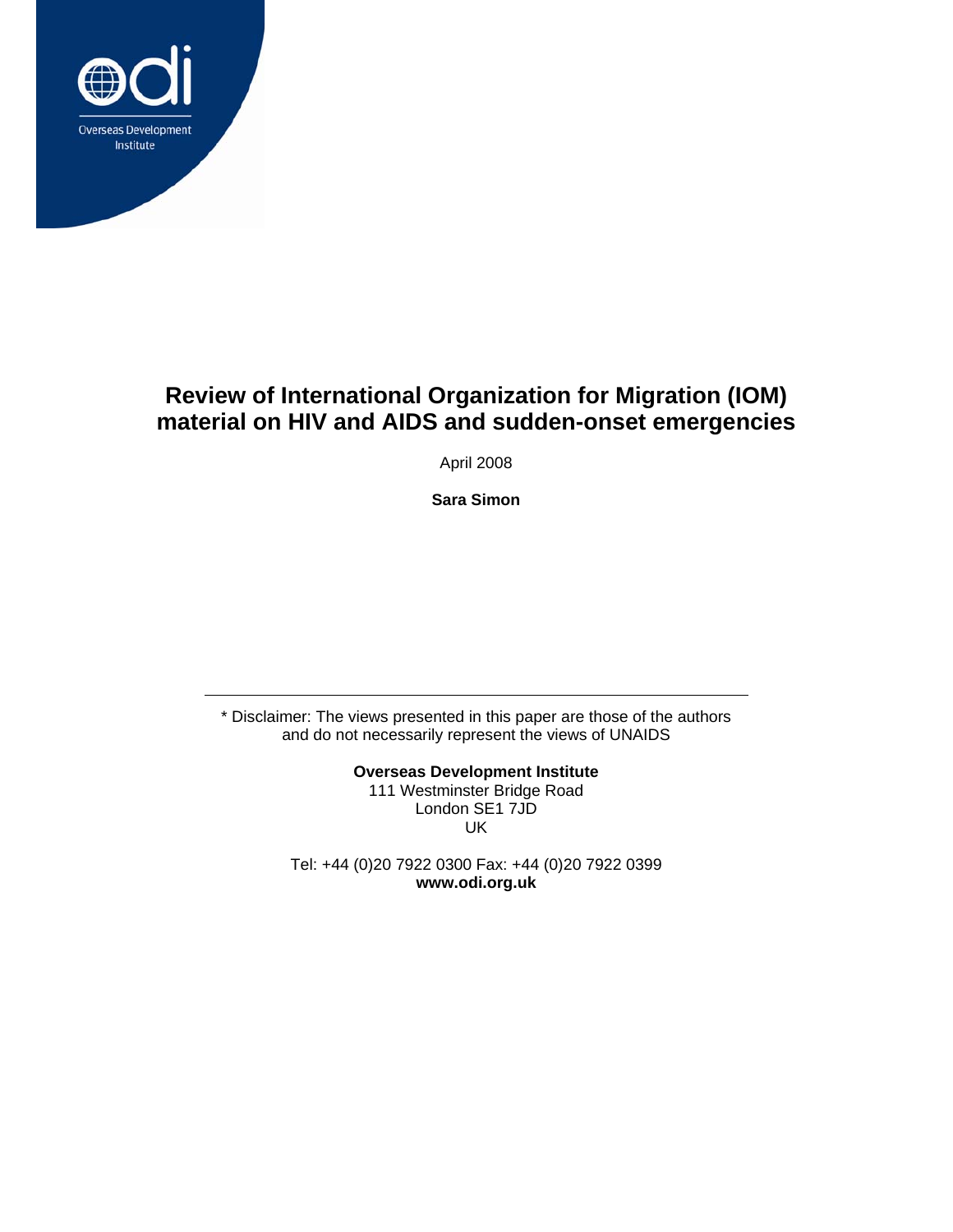Overseas Development Institute

# Review of International Organization for Migration (IOM) material on HIV and AIDS and sudden-onset emergencies

April 2008

**Sara Simon**

---

* Disclaimer: The views presented in this paper are those of the authors and do not necessarily represent the views of UNAIDS

**Overseas Development Institute**
111 Westminster Bridge Road
London SE1 7JD
UK

Tel: +44 (0)20 7922 0300 Fax: +44 (0)20 7922 0399
**www.odi.org.uk**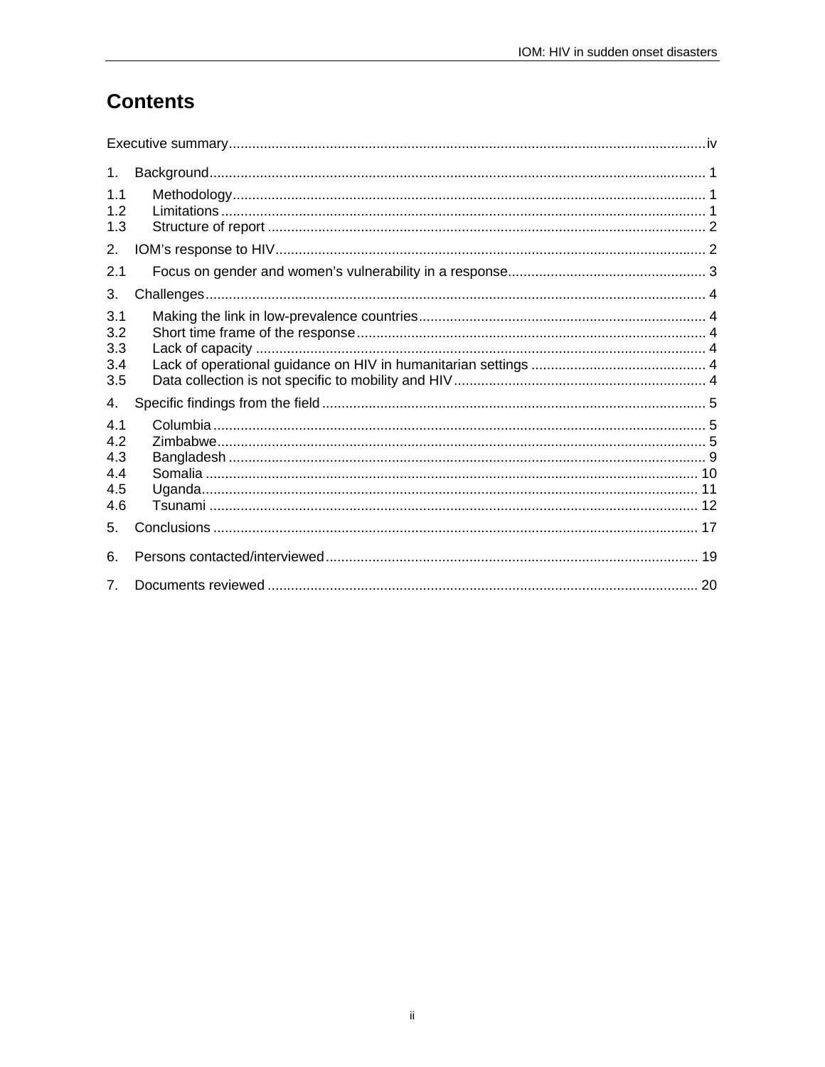# Contents

Executive summary ..... iv

1. Background ..... 1

1.1 Methodology ..... 1
1.2 Limitations ..... 1
1.3 Structure of report ..... 2

2. IOM's response to HIV ..... 2

2.1 Focus on gender and women's vulnerability in a response ..... 3

3. Challenges ..... 4

3.1 Making the link in low-prevalence countries ..... 4
3.2 Short time frame of the response ..... 4
3.3 Lack of capacity ..... 4
3.4 Lack of operational guidance on HIV in humanitarian settings ..... 4
3.5 Data collection is not specific to mobility and HIV ..... 4

4. Specific findings from the field ..... 5

4.1 Columbia ..... 5
4.2 Zimbabwe ..... 5
4.3 Bangladesh ..... 9
4.4 Somalia ..... 10
4.5 Uganda ..... 11
4.6 Tsunami ..... 12

5. Conclusions ..... 17

6. Persons contacted/interviewed ..... 19

7. Documents reviewed ..... 20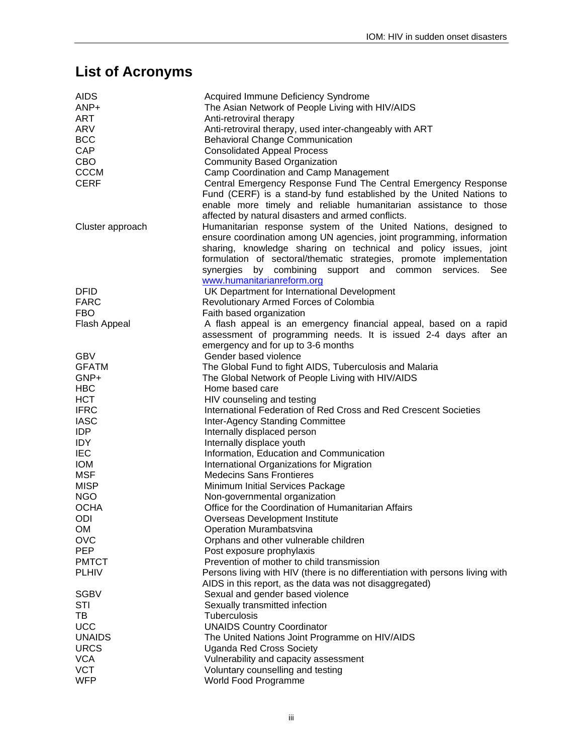# List of Acronyms

| | |
|---|---|
| AIDS | Acquired Immune Deficiency Syndrome |
| ANP+ | The Asian Network of People Living with HIV/AIDS |
| ART | Anti-retroviral therapy |
| ARV | Anti-retroviral therapy, used inter-changeably with ART |
| BCC | Behavioral Change Communication |
| CAP | Consolidated Appeal Process |
| CBO | Community Based Organization |
| CCCM | Camp Coordination and Camp Management |
| CERF | Central Emergency Response Fund The Central Emergency Response Fund (CERF) is a stand-by fund established by the United Nations to enable more timely and reliable humanitarian assistance to those affected by natural disasters and armed conflicts. |
| Cluster approach | Humanitarian response system of the United Nations, designed to ensure coordination among UN agencies, joint programming, information sharing, knowledge sharing on technical and policy issues, joint formulation of sectoral/thematic strategies, promote implementation synergies by combining support and common services. See www.humanitarianreform.org |
| DFID | UK Department for International Development |
| FARC | Revolutionary Armed Forces of Colombia |
| FBO | Faith based organization |
| Flash Appeal | A flash appeal is an emergency financial appeal, based on a rapid assessment of programming needs. It is issued 2-4 days after an emergency and for up to 3-6 months |
| GBV | Gender based violence |
| GFATM | The Global Fund to fight AIDS, Tuberculosis and Malaria |
| GNP+ | The Global Network of People Living with HIV/AIDS |
| HBC | Home based care |
| HCT | HIV counseling and testing |
| IFRC | International Federation of Red Cross and Red Crescent Societies |
| IASC | Inter-Agency Standing Committee |
| IDP | Internally displaced person |
| IDY | Internally displace youth |
| IEC | Information, Education and Communication |
| IOM | International Organizations for Migration |
| MSF | Medecins Sans Frontieres |
| MISP | Minimum Initial Services Package |
| NGO | Non-governmental organization |
| OCHA | Office for the Coordination of Humanitarian Affairs |
| ODI | Overseas Development Institute |
| OM | Operation Murambatsvina |
| OVC | Orphans and other vulnerable children |
| PEP | Post exposure prophylaxis |
| PMTCT | Prevention of mother to child transmission |
| PLHIV | Persons living with HIV (there is no differentiation with persons living with AIDS in this report, as the data was not disaggregated) |
| SGBV | Sexual and gender based violence |
| STI | Sexually transmitted infection |
| TB | Tuberculosis |
| UCC | UNAIDS Country Coordinator |
| UNAIDS | The United Nations Joint Programme on HIV/AIDS |
| URCS | Uganda Red Cross Society |
| VCA | Vulnerability and capacity assessment |
| VCT | Voluntary counselling and testing |
| WFP | World Food Programme |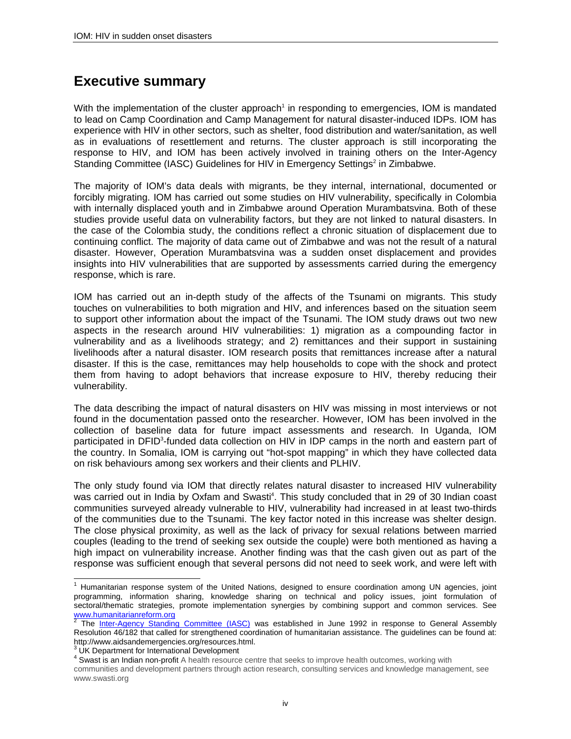# Executive summary

With the implementation of the cluster approach[1] in responding to emergencies, IOM is mandated to lead on Camp Coordination and Camp Management for natural disaster-induced IDPs. IOM has experience with HIV in other sectors, such as shelter, food distribution and water/sanitation, as well as in evaluations of resettlement and returns. The cluster approach is still incorporating the response to HIV, and IOM has been actively involved in training others on the Inter-Agency Standing Committee (IASC) Guidelines for HIV in Emergency Settings[2] in Zimbabwe.

The majority of IOM's data deals with migrants, be they internal, international, documented or forcibly migrating. IOM has carried out some studies on HIV vulnerability, specifically in Colombia with internally displaced youth and in Zimbabwe around Operation Murambatsvina. Both of these studies provide useful data on vulnerability factors, but they are not linked to natural disasters. In the case of the Colombia study, the conditions reflect a chronic situation of displacement due to continuing conflict. The majority of data came out of Zimbabwe and was not the result of a natural disaster. However, Operation Murambatsvina was a sudden onset displacement and provides insights into HIV vulnerabilities that are supported by assessments carried during the emergency response, which is rare.

IOM has carried out an in-depth study of the affects of the Tsunami on migrants. This study touches on vulnerabilities to both migration and HIV, and inferences based on the situation seem to support other information about the impact of the Tsunami. The IOM study draws out two new aspects in the research around HIV vulnerabilities: 1) migration as a compounding factor in vulnerability and as a livelihoods strategy; and 2) remittances and their support in sustaining livelihoods after a natural disaster. IOM research posits that remittances increase after a natural disaster. If this is the case, remittances may help households to cope with the shock and protect them from having to adopt behaviors that increase exposure to HIV, thereby reducing their vulnerability.

The data describing the impact of natural disasters on HIV was missing in most interviews or not found in the documentation passed onto the researcher. However, IOM has been involved in the collection of baseline data for future impact assessments and research. In Uganda, IOM participated in DFID[3]-funded data collection on HIV in IDP camps in the north and eastern part of the country. In Somalia, IOM is carrying out "hot-spot mapping" in which they have collected data on risk behaviours among sex workers and their clients and PLHIV.

The only study found via IOM that directly relates natural disaster to increased HIV vulnerability was carried out in India by Oxfam and Swasti[4]. This study concluded that in 29 of 30 Indian coast communities surveyed already vulnerable to HIV, vulnerability had increased in at least two-thirds of the communities due to the Tsunami. The key factor noted in this increase was shelter design. The close physical proximity, as well as the lack of privacy for sexual relations between married couples (leading to the trend of seeking sex outside the couple) were both mentioned as having a high impact on vulnerability increase. Another finding was that the cash given out as part of the response was sufficient enough that several persons did not need to seek work, and were left with

---

[1] Humanitarian response system of the United Nations, designed to ensure coordination among UN agencies, joint programming, information sharing, knowledge sharing on technical and policy issues, joint formulation of sectoral/thematic strategies, promote implementation synergies by combining support and common services. See www.humanitarianreform.org

[2] The Inter-Agency Standing Committee (IASC) was established in June 1992 in response to General Assembly Resolution 46/182 that called for strengthened coordination of humanitarian assistance. The guidelines can be found at: http://www.aidsandemergencies.org/resources.html.

[3] UK Department for International Development

[4] Swast is an Indian non-profit A health resource centre that seeks to improve health outcomes, working with communities and development partners through action research, consulting services and knowledge management, see www.swasti.org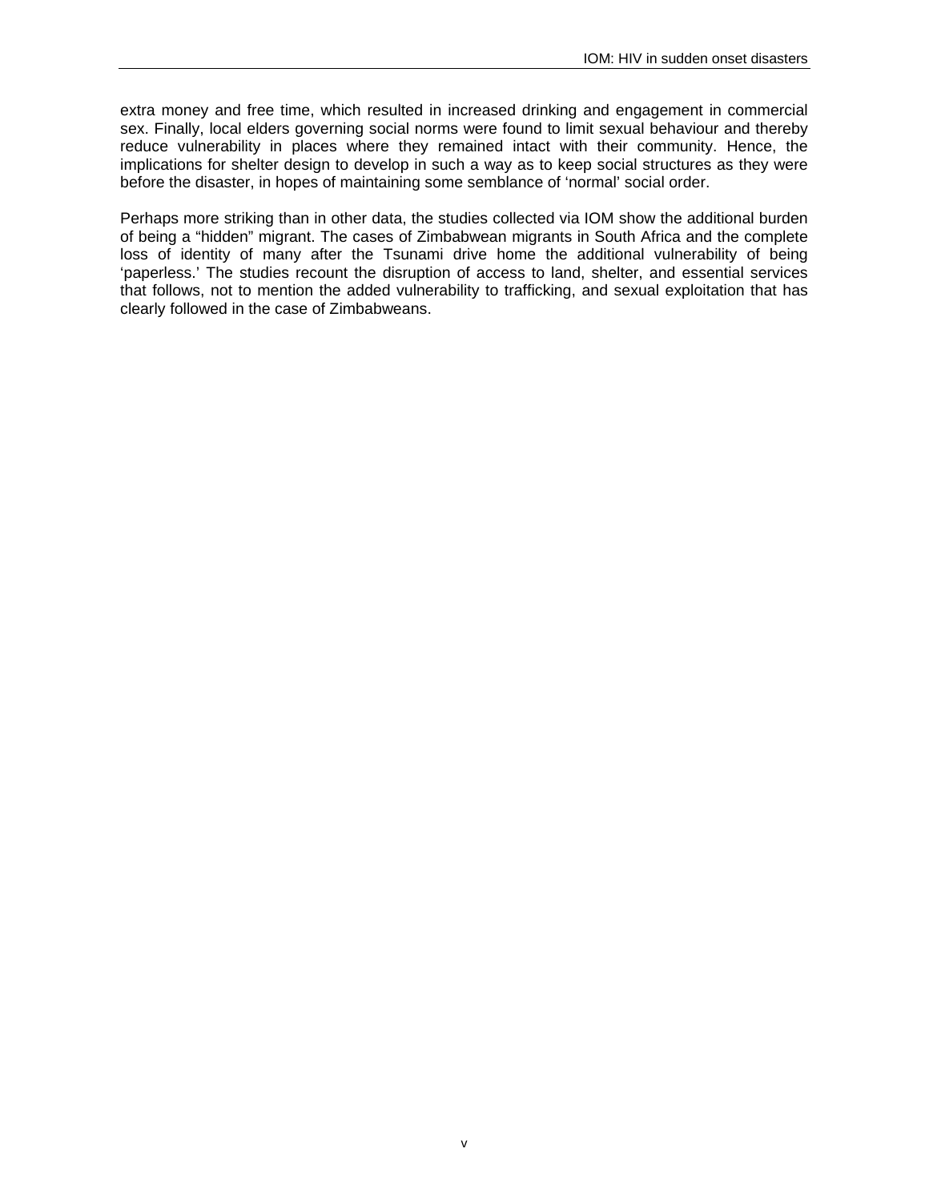extra money and free time, which resulted in increased drinking and engagement in commercial sex. Finally, local elders governing social norms were found to limit sexual behaviour and thereby reduce vulnerability in places where they remained intact with their community. Hence, the implications for shelter design to develop in such a way as to keep social structures as they were before the disaster, in hopes of maintaining some semblance of 'normal' social order.

Perhaps more striking than in other data, the studies collected via IOM show the additional burden of being a "hidden" migrant. The cases of Zimbabwean migrants in South Africa and the complete loss of identity of many after the Tsunami drive home the additional vulnerability of being 'paperless.' The studies recount the disruption of access to land, shelter, and essential services that follows, not to mention the added vulnerability to trafficking, and sexual exploitation that has clearly followed in the case of Zimbabweans.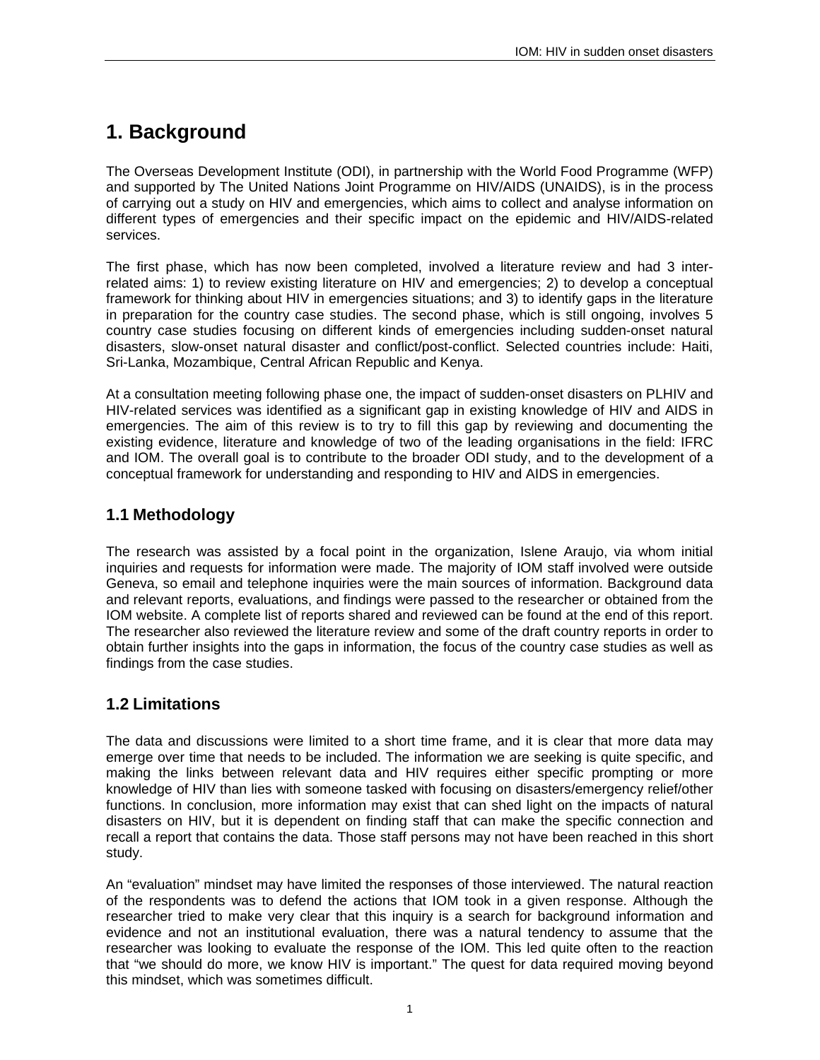# 1. Background

The Overseas Development Institute (ODI), in partnership with the World Food Programme (WFP) and supported by The United Nations Joint Programme on HIV/AIDS (UNAIDS), is in the process of carrying out a study on HIV and emergencies, which aims to collect and analyse information on different types of emergencies and their specific impact on the epidemic and HIV/AIDS-related services.

The first phase, which has now been completed, involved a literature review and had 3 inter-related aims: 1) to review existing literature on HIV and emergencies; 2) to develop a conceptual framework for thinking about HIV in emergencies situations; and 3) to identify gaps in the literature in preparation for the country case studies. The second phase, which is still ongoing, involves 5 country case studies focusing on different kinds of emergencies including sudden-onset natural disasters, slow-onset natural disaster and conflict/post-conflict. Selected countries include: Haiti, Sri-Lanka, Mozambique, Central African Republic and Kenya.

At a consultation meeting following phase one, the impact of sudden-onset disasters on PLHIV and HIV-related services was identified as a significant gap in existing knowledge of HIV and AIDS in emergencies. The aim of this review is to try to fill this gap by reviewing and documenting the existing evidence, literature and knowledge of two of the leading organisations in the field: IFRC and IOM. The overall goal is to contribute to the broader ODI study, and to the development of a conceptual framework for understanding and responding to HIV and AIDS in emergencies.

## 1.1 Methodology

The research was assisted by a focal point in the organization, Islene Araujo, via whom initial inquiries and requests for information were made. The majority of IOM staff involved were outside Geneva, so email and telephone inquiries were the main sources of information. Background data and relevant reports, evaluations, and findings were passed to the researcher or obtained from the IOM website. A complete list of reports shared and reviewed can be found at the end of this report. The researcher also reviewed the literature review and some of the draft country reports in order to obtain further insights into the gaps in information, the focus of the country case studies as well as findings from the case studies.

## 1.2 Limitations

The data and discussions were limited to a short time frame, and it is clear that more data may emerge over time that needs to be included. The information we are seeking is quite specific, and making the links between relevant data and HIV requires either specific prompting or more knowledge of HIV than lies with someone tasked with focusing on disasters/emergency relief/other functions. In conclusion, more information may exist that can shed light on the impacts of natural disasters on HIV, but it is dependent on finding staff that can make the specific connection and recall a report that contains the data. Those staff persons may not have been reached in this short study.

An "evaluation" mindset may have limited the responses of those interviewed. The natural reaction of the respondents was to defend the actions that IOM took in a given response. Although the researcher tried to make very clear that this inquiry is a search for background information and evidence and not an institutional evaluation, there was a natural tendency to assume that the researcher was looking to evaluate the response of the IOM. This led quite often to the reaction that "we should do more, we know HIV is important." The quest for data required moving beyond this mindset, which was sometimes difficult.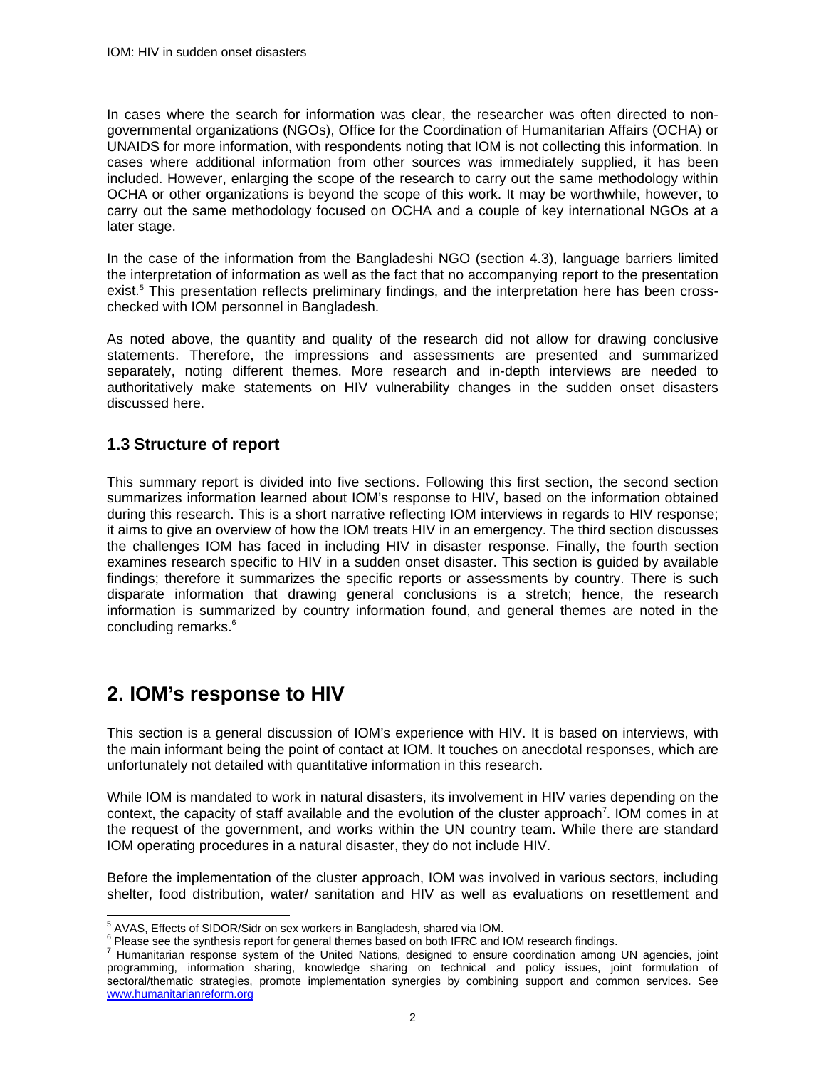In cases where the search for information was clear, the researcher was often directed to non-governmental organizations (NGOs), Office for the Coordination of Humanitarian Affairs (OCHA) or UNAIDS for more information, with respondents noting that IOM is not collecting this information. In cases where additional information from other sources was immediately supplied, it has been included. However, enlarging the scope of the research to carry out the same methodology within OCHA or other organizations is beyond the scope of this work. It may be worthwhile, however, to carry out the same methodology focused on OCHA and a couple of key international NGOs at a later stage.

In the case of the information from the Bangladeshi NGO (section 4.3), language barriers limited the interpretation of information as well as the fact that no accompanying report to the presentation exist.[5] This presentation reflects preliminary findings, and the interpretation here has been cross-checked with IOM personnel in Bangladesh.

As noted above, the quantity and quality of the research did not allow for drawing conclusive statements. Therefore, the impressions and assessments are presented and summarized separately, noting different themes. More research and in-depth interviews are needed to authoritatively make statements on HIV vulnerability changes in the sudden onset disasters discussed here.

### 1.3 Structure of report

This summary report is divided into five sections. Following this first section, the second section summarizes information learned about IOM's response to HIV, based on the information obtained during this research. This is a short narrative reflecting IOM interviews in regards to HIV response; it aims to give an overview of how the IOM treats HIV in an emergency. The third section discusses the challenges IOM has faced in including HIV in disaster response. Finally, the fourth section examines research specific to HIV in a sudden onset disaster. This section is guided by available findings; therefore it summarizes the specific reports or assessments by country. There is such disparate information that drawing general conclusions is a stretch; hence, the research information is summarized by country information found, and general themes are noted in the concluding remarks.[6]

## 2. IOM's response to HIV

This section is a general discussion of IOM's experience with HIV. It is based on interviews, with the main informant being the point of contact at IOM. It touches on anecdotal responses, which are unfortunately not detailed with quantitative information in this research.

While IOM is mandated to work in natural disasters, its involvement in HIV varies depending on the context, the capacity of staff available and the evolution of the cluster approach[7]. IOM comes in at the request of the government, and works within the UN country team. While there are standard IOM operating procedures in a natural disaster, they do not include HIV.

Before the implementation of the cluster approach, IOM was involved in various sectors, including shelter, food distribution, water/ sanitation and HIV as well as evaluations on resettlement and

---

[5] AVAS, Effects of SIDOR/Sidr on sex workers in Bangladesh, shared via IOM.

[6] Please see the synthesis report for general themes based on both IFRC and IOM research findings.

[7] Humanitarian response system of the United Nations, designed to ensure coordination among UN agencies, joint programming, information sharing, knowledge sharing on technical and policy issues, joint formulation of sectoral/thematic strategies, promote implementation synergies by combining support and common services. See www.humanitarianreform.org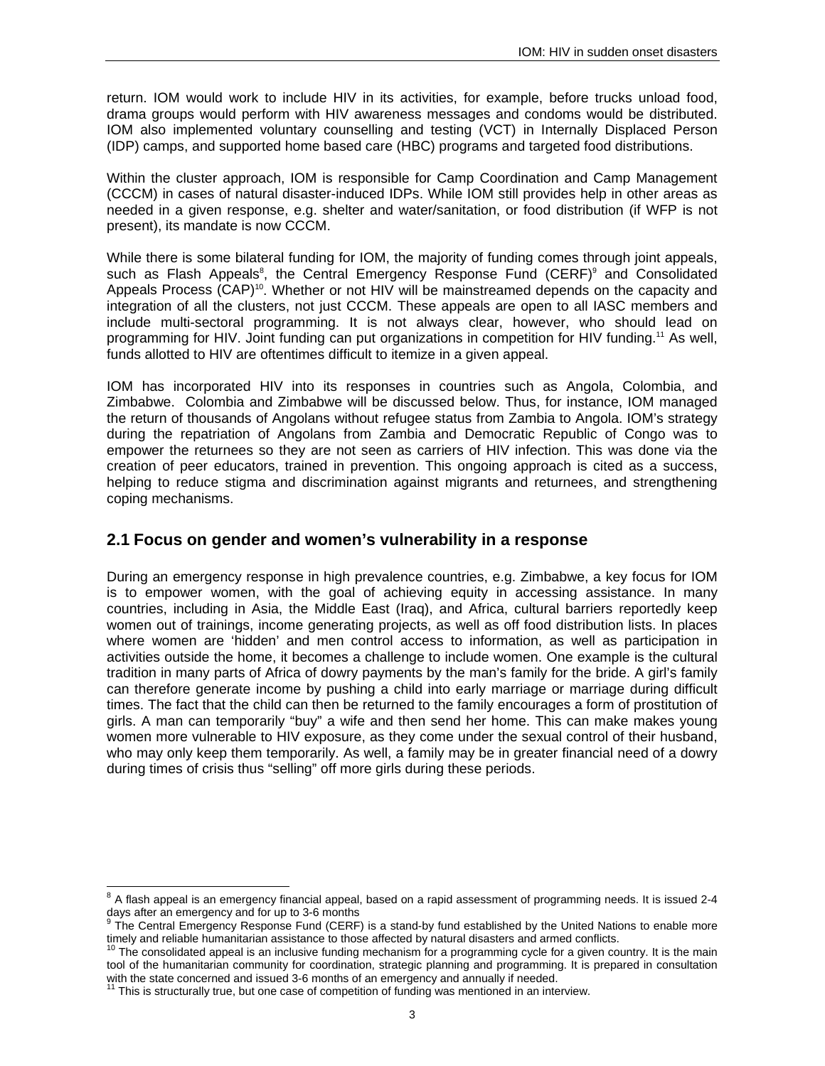return. IOM would work to include HIV in its activities, for example, before trucks unload food, drama groups would perform with HIV awareness messages and condoms would be distributed. IOM also implemented voluntary counselling and testing (VCT) in Internally Displaced Person (IDP) camps, and supported home based care (HBC) programs and targeted food distributions.

Within the cluster approach, IOM is responsible for Camp Coordination and Camp Management (CCCM) in cases of natural disaster-induced IDPs. While IOM still provides help in other areas as needed in a given response, e.g. shelter and water/sanitation, or food distribution (if WFP is not present), its mandate is now CCCM.

While there is some bilateral funding for IOM, the majority of funding comes through joint appeals, such as Flash Appeals[8], the Central Emergency Response Fund (CERF)[9] and Consolidated Appeals Process (CAP)[10]. Whether or not HIV will be mainstreamed depends on the capacity and integration of all the clusters, not just CCCM. These appeals are open to all IASC members and include multi-sectoral programming. It is not always clear, however, who should lead on programming for HIV. Joint funding can put organizations in competition for HIV funding.[11] As well, funds allotted to HIV are oftentimes difficult to itemize in a given appeal.

IOM has incorporated HIV into its responses in countries such as Angola, Colombia, and Zimbabwe. Colombia and Zimbabwe will be discussed below. Thus, for instance, IOM managed the return of thousands of Angolans without refugee status from Zambia to Angola. IOM's strategy during the repatriation of Angolans from Zambia and Democratic Republic of Congo was to empower the returnees so they are not seen as carriers of HIV infection. This was done via the creation of peer educators, trained in prevention. This ongoing approach is cited as a success, helping to reduce stigma and discrimination against migrants and returnees, and strengthening coping mechanisms.

## 2.1 Focus on gender and women's vulnerability in a response

During an emergency response in high prevalence countries, e.g. Zimbabwe, a key focus for IOM is to empower women, with the goal of achieving equity in accessing assistance. In many countries, including in Asia, the Middle East (Iraq), and Africa, cultural barriers reportedly keep women out of trainings, income generating projects, as well as off food distribution lists. In places where women are 'hidden' and men control access to information, as well as participation in activities outside the home, it becomes a challenge to include women. One example is the cultural tradition in many parts of Africa of dowry payments by the man's family for the bride. A girl's family can therefore generate income by pushing a child into early marriage or marriage during difficult times. The fact that the child can then be returned to the family encourages a form of prostitution of girls. A man can temporarily "buy" a wife and then send her home. This can make makes young women more vulnerable to HIV exposure, as they come under the sexual control of their husband, who may only keep them temporarily. As well, a family may be in greater financial need of a dowry during times of crisis thus "selling" off more girls during these periods.

---

[8] A flash appeal is an emergency financial appeal, based on a rapid assessment of programming needs. It is issued 2-4 days after an emergency and for up to 3-6 months

[9] The Central Emergency Response Fund (CERF) is a stand-by fund established by the United Nations to enable more timely and reliable humanitarian assistance to those affected by natural disasters and armed conflicts.

[10] The consolidated appeal is an inclusive funding mechanism for a programming cycle for a given country. It is the main tool of the humanitarian community for coordination, strategic planning and programming. It is prepared in consultation with the state concerned and issued 3-6 months of an emergency and annually if needed.

[11] This is structurally true, but one case of competition of funding was mentioned in an interview.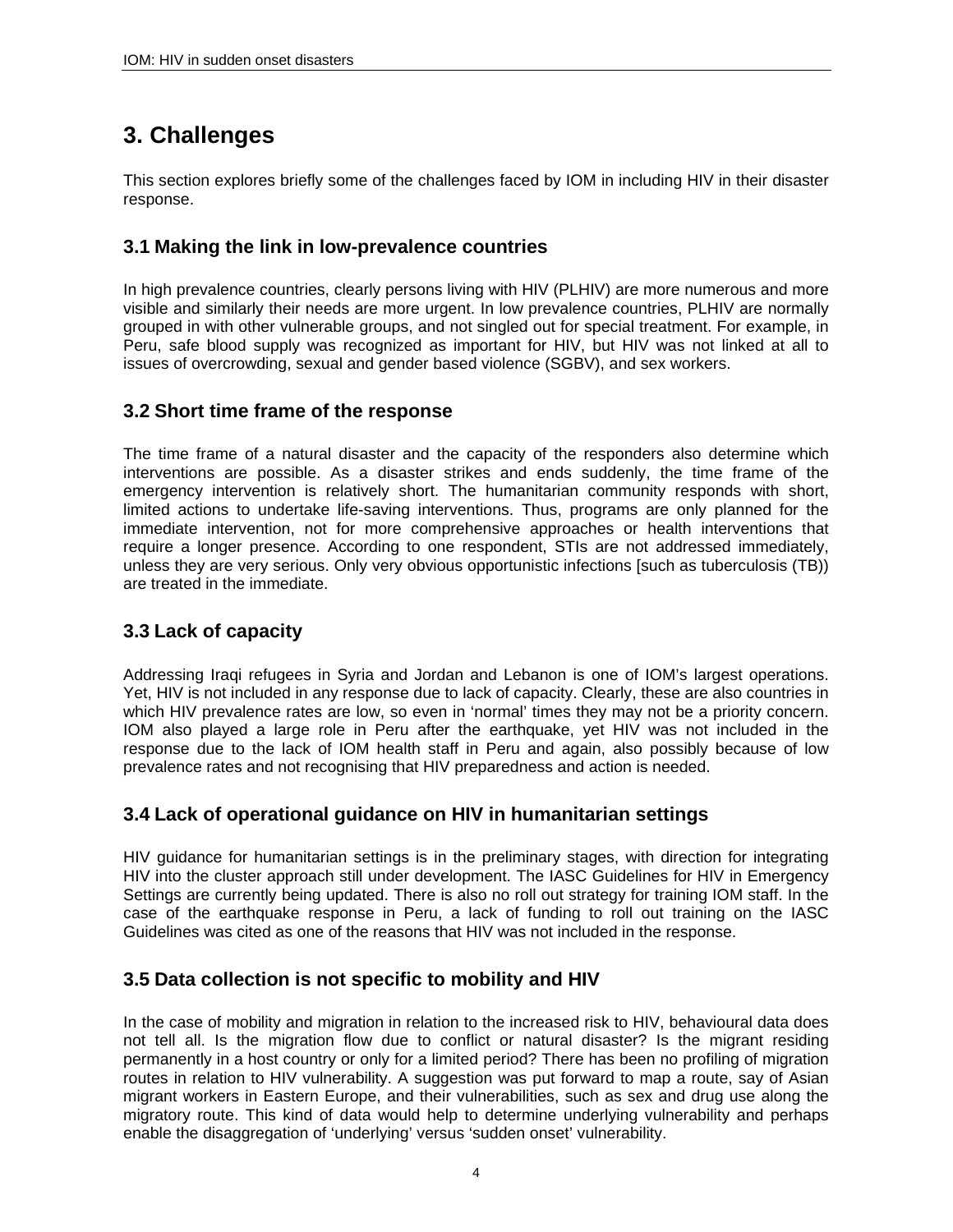# 3. Challenges

This section explores briefly some of the challenges faced by IOM in including HIV in their disaster response.

## 3.1 Making the link in low-prevalence countries

In high prevalence countries, clearly persons living with HIV (PLHIV) are more numerous and more visible and similarly their needs are more urgent. In low prevalence countries, PLHIV are normally grouped in with other vulnerable groups, and not singled out for special treatment. For example, in Peru, safe blood supply was recognized as important for HIV, but HIV was not linked at all to issues of overcrowding, sexual and gender based violence (SGBV), and sex workers.

## 3.2 Short time frame of the response

The time frame of a natural disaster and the capacity of the responders also determine which interventions are possible. As a disaster strikes and ends suddenly, the time frame of the emergency intervention is relatively short. The humanitarian community responds with short, limited actions to undertake life-saving interventions. Thus, programs are only planned for the immediate intervention, not for more comprehensive approaches or health interventions that require a longer presence. According to one respondent, STIs are not addressed immediately, unless they are very serious. Only very obvious opportunistic infections [such as tuberculosis (TB)) are treated in the immediate.

## 3.3 Lack of capacity

Addressing Iraqi refugees in Syria and Jordan and Lebanon is one of IOM's largest operations. Yet, HIV is not included in any response due to lack of capacity. Clearly, these are also countries in which HIV prevalence rates are low, so even in 'normal' times they may not be a priority concern. IOM also played a large role in Peru after the earthquake, yet HIV was not included in the response due to the lack of IOM health staff in Peru and again, also possibly because of low prevalence rates and not recognising that HIV preparedness and action is needed.

## 3.4 Lack of operational guidance on HIV in humanitarian settings

HIV guidance for humanitarian settings is in the preliminary stages, with direction for integrating HIV into the cluster approach still under development. The IASC Guidelines for HIV in Emergency Settings are currently being updated. There is also no roll out strategy for training IOM staff. In the case of the earthquake response in Peru, a lack of funding to roll out training on the IASC Guidelines was cited as one of the reasons that HIV was not included in the response.

## 3.5 Data collection is not specific to mobility and HIV

In the case of mobility and migration in relation to the increased risk to HIV, behavioural data does not tell all. Is the migration flow due to conflict or natural disaster? Is the migrant residing permanently in a host country or only for a limited period? There has been no profiling of migration routes in relation to HIV vulnerability. A suggestion was put forward to map a route, say of Asian migrant workers in Eastern Europe, and their vulnerabilities, such as sex and drug use along the migratory route. This kind of data would help to determine underlying vulnerability and perhaps enable the disaggregation of 'underlying' versus 'sudden onset' vulnerability.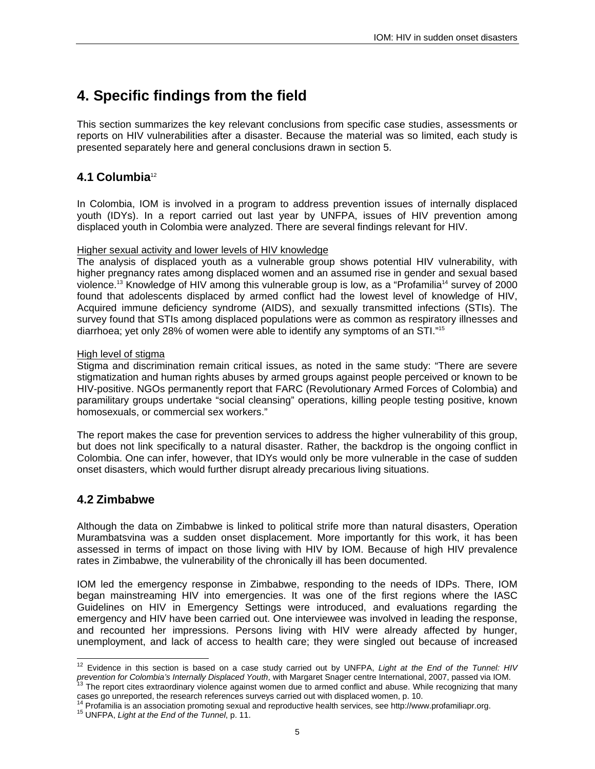# 4. Specific findings from the field

This section summarizes the key relevant conclusions from specific case studies, assessments or reports on HIV vulnerabilities after a disaster. Because the material was so limited, each study is presented separately here and general conclusions drawn in section 5.

## 4.1 Columbia[12]

In Colombia, IOM is involved in a program to address prevention issues of internally displaced youth (IDYs). In a report carried out last year by UNFPA, issues of HIV prevention among displaced youth in Colombia were analyzed. There are several findings relevant for HIV.

<u>Higher sexual activity and lower levels of HIV knowledge</u>
The analysis of displaced youth as a vulnerable group shows potential HIV vulnerability, with higher pregnancy rates among displaced women and an assumed rise in gender and sexual based violence.[13] Knowledge of HIV among this vulnerable group is low, as a "Profamilia[14] survey of 2000 found that adolescents displaced by armed conflict had the lowest level of knowledge of HIV, Acquired immune deficiency syndrome (AIDS), and sexually transmitted infections (STIs). The survey found that STIs among displaced populations were as common as respiratory illnesses and diarrhoea; yet only 28% of women were able to identify any symptoms of an STI."[15]

<u>High level of stigma</u>
Stigma and discrimination remain critical issues, as noted in the same study: "There are severe stigmatization and human rights abuses by armed groups against people perceived or known to be HIV-positive. NGOs permanently report that FARC (Revolutionary Armed Forces of Colombia) and paramilitary groups undertake "social cleansing" operations, killing people testing positive, known homosexuals, or commercial sex workers."

The report makes the case for prevention services to address the higher vulnerability of this group, but does not link specifically to a natural disaster. Rather, the backdrop is the ongoing conflict in Colombia. One can infer, however, that IDYs would only be more vulnerable in the case of sudden onset disasters, which would further disrupt already precarious living situations.

## 4.2 Zimbabwe

Although the data on Zimbabwe is linked to political strife more than natural disasters, Operation Murambatsvina was a sudden onset displacement. More importantly for this work, it has been assessed in terms of impact on those living with HIV by IOM. Because of high HIV prevalence rates in Zimbabwe, the vulnerability of the chronically ill has been documented.

IOM led the emergency response in Zimbabwe, responding to the needs of IDPs. There, IOM began mainstreaming HIV into emergencies. It was one of the first regions where the IASC Guidelines on HIV in Emergency Settings were introduced, and evaluations regarding the emergency and HIV have been carried out. One interviewee was involved in leading the response, and recounted her impressions. Persons living with HIV were already affected by hunger, unemployment, and lack of access to health care; they were singled out because of increased

---

[12] Evidence in this section is based on a case study carried out by UNFPA, *Light at the End of the Tunnel: HIV prevention for Colombia's Internally Displaced Youth*, with Margaret Snager centre International, 2007, passed via IOM.
[13] The report cites extraordinary violence against women due to armed conflict and abuse. While recognizing that many cases go unreported, the research references surveys carried out with displaced women, p. 10.
[14] Profamilia is an association promoting sexual and reproductive health services, see http://www.profamiliapr.org.
[15] UNFPA, *Light at the End of the Tunnel*, p. 11.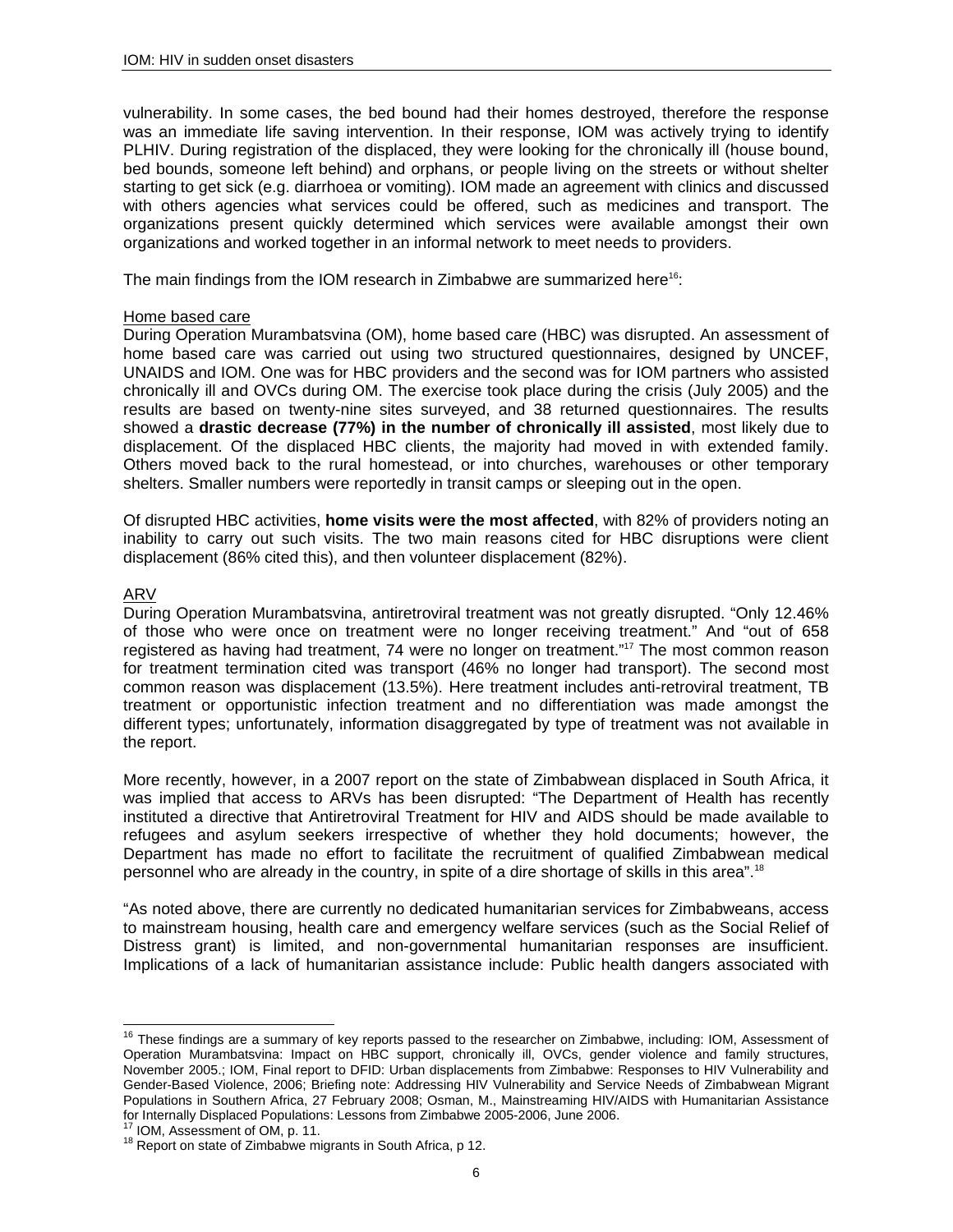vulnerability. In some cases, the bed bound had their homes destroyed, therefore the response was an immediate life saving intervention. In their response, IOM was actively trying to identify PLHIV. During registration of the displaced, they were looking for the chronically ill (house bound, bed bounds, someone left behind) and orphans, or people living on the streets or without shelter starting to get sick (e.g. diarrhoea or vomiting). IOM made an agreement with clinics and discussed with others agencies what services could be offered, such as medicines and transport. The organizations present quickly determined which services were available amongst their own organizations and worked together in an informal network to meet needs to providers.

The main findings from the IOM research in Zimbabwe are summarized here[16]:

Home based care

During Operation Murambatsvina (OM), home based care (HBC) was disrupted. An assessment of home based care was carried out using two structured questionnaires, designed by UNCEF, UNAIDS and IOM. One was for HBC providers and the second was for IOM partners who assisted chronically ill and OVCs during OM. The exercise took place during the crisis (July 2005) and the results are based on twenty-nine sites surveyed, and 38 returned questionnaires. The results showed a **drastic decrease (77%) in the number of chronically ill assisted**, most likely due to displacement. Of the displaced HBC clients, the majority had moved in with extended family. Others moved back to the rural homestead, or into churches, warehouses or other temporary shelters. Smaller numbers were reportedly in transit camps or sleeping out in the open.

Of disrupted HBC activities, **home visits were the most affected**, with 82% of providers noting an inability to carry out such visits. The two main reasons cited for HBC disruptions were client displacement (86% cited this), and then volunteer displacement (82%).

ARV

During Operation Murambatsvina, antiretroviral treatment was not greatly disrupted. "Only 12.46% of those who were once on treatment were no longer receiving treatment." And "out of 658 registered as having had treatment, 74 were no longer on treatment."[17] The most common reason for treatment termination cited was transport (46% no longer had transport). The second most common reason was displacement (13.5%). Here treatment includes anti-retroviral treatment, TB treatment or opportunistic infection treatment and no differentiation was made amongst the different types; unfortunately, information disaggregated by type of treatment was not available in the report.

More recently, however, in a 2007 report on the state of Zimbabwean displaced in South Africa, it was implied that access to ARVs has been disrupted: "The Department of Health has recently instituted a directive that Antiretroviral Treatment for HIV and AIDS should be made available to refugees and asylum seekers irrespective of whether they hold documents; however, the Department has made no effort to facilitate the recruitment of qualified Zimbabwean medical personnel who are already in the country, in spite of a dire shortage of skills in this area".[18]

"As noted above, there are currently no dedicated humanitarian services for Zimbabweans, access to mainstream housing, health care and emergency welfare services (such as the Social Relief of Distress grant) is limited, and non-governmental humanitarian responses are insufficient. Implications of a lack of humanitarian assistance include: Public health dangers associated with

---

[16] These findings are a summary of key reports passed to the researcher on Zimbabwe, including: IOM, Assessment of Operation Murambatsvina: Impact on HBC support, chronically ill, OVCs, gender violence and family structures, November 2005.; IOM, Final report to DFID: Urban displacements from Zimbabwe: Responses to HIV Vulnerability and Gender-Based Violence, 2006; Briefing note: Addressing HIV Vulnerability and Service Needs of Zimbabwean Migrant Populations in Southern Africa, 27 February 2008; Osman, M., Mainstreaming HIV/AIDS with Humanitarian Assistance for Internally Displaced Populations: Lessons from Zimbabwe 2005-2006, June 2006.

[17] IOM, Assessment of OM, p. 11.

[18] Report on state of Zimbabwe migrants in South Africa, p 12.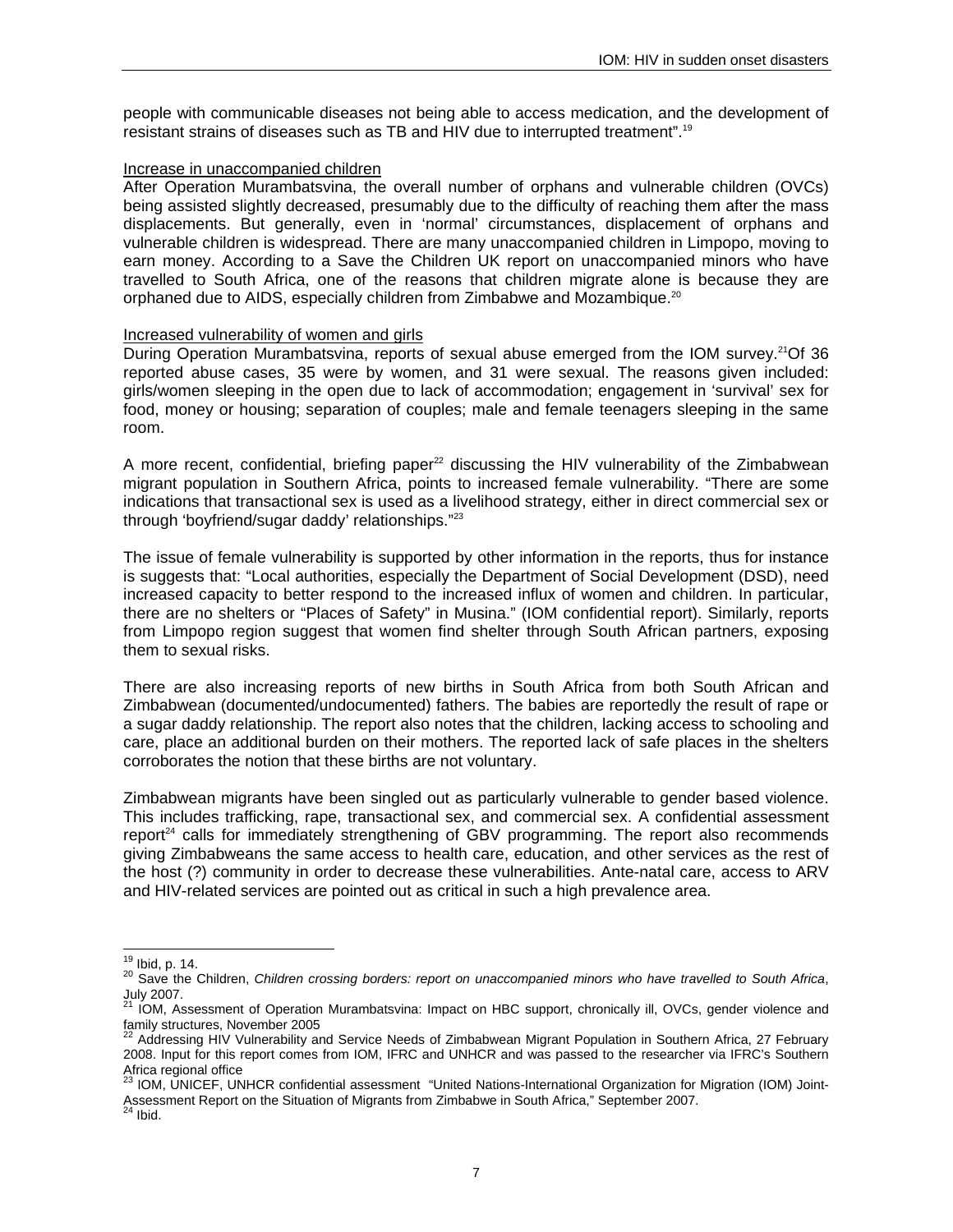people with communicable diseases not being able to access medication, and the development of resistant strains of diseases such as TB and HIV due to interrupted treatment".[19]

Increase in unaccompanied children

After Operation Murambatsvina, the overall number of orphans and vulnerable children (OVCs) being assisted slightly decreased, presumably due to the difficulty of reaching them after the mass displacements. But generally, even in 'normal' circumstances, displacement of orphans and vulnerable children is widespread. There are many unaccompanied children in Limpopo, moving to earn money. According to a Save the Children UK report on unaccompanied minors who have travelled to South Africa, one of the reasons that children migrate alone is because they are orphaned due to AIDS, especially children from Zimbabwe and Mozambique.[20]

Increased vulnerability of women and girls

During Operation Murambatsvina, reports of sexual abuse emerged from the IOM survey.[21]Of 36 reported abuse cases, 35 were by women, and 31 were sexual. The reasons given included: girls/women sleeping in the open due to lack of accommodation; engagement in 'survival' sex for food, money or housing; separation of couples; male and female teenagers sleeping in the same room.

A more recent, confidential, briefing paper[22] discussing the HIV vulnerability of the Zimbabwean migrant population in Southern Africa, points to increased female vulnerability. "There are some indications that transactional sex is used as a livelihood strategy, either in direct commercial sex or through 'boyfriend/sugar daddy' relationships."[23]

The issue of female vulnerability is supported by other information in the reports, thus for instance is suggests that: "Local authorities, especially the Department of Social Development (DSD), need increased capacity to better respond to the increased influx of women and children. In particular, there are no shelters or "Places of Safety" in Musina." (IOM confidential report). Similarly, reports from Limpopo region suggest that women find shelter through South African partners, exposing them to sexual risks.

There are also increasing reports of new births in South Africa from both South African and Zimbabwean (documented/undocumented) fathers. The babies are reportedly the result of rape or a sugar daddy relationship. The report also notes that the children, lacking access to schooling and care, place an additional burden on their mothers. The reported lack of safe places in the shelters corroborates the notion that these births are not voluntary.

Zimbabwean migrants have been singled out as particularly vulnerable to gender based violence. This includes trafficking, rape, transactional sex, and commercial sex. A confidential assessment report[24] calls for immediately strengthening of GBV programming. The report also recommends giving Zimbabweans the same access to health care, education, and other services as the rest of the host (?) community in order to decrease these vulnerabilities. Ante-natal care, access to ARV and HIV-related services are pointed out as critical in such a high prevalence area.

---

[19] Ibid, p. 14.

[20] Save the Children, *Children crossing borders: report on unaccompanied minors who have travelled to South Africa*, July 2007.

[21] IOM, Assessment of Operation Murambatsvina: Impact on HBC support, chronically ill, OVCs, gender violence and family structures, November 2005

[22] Addressing HIV Vulnerability and Service Needs of Zimbabwean Migrant Population in Southern Africa, 27 February 2008. Input for this report comes from IOM, IFRC and UNHCR and was passed to the researcher via IFRC's Southern Africa regional office

[23] IOM, UNICEF, UNHCR confidential assessment "United Nations-International Organization for Migration (IOM) Joint-Assessment Report on the Situation of Migrants from Zimbabwe in South Africa," September 2007.

[24] Ibid.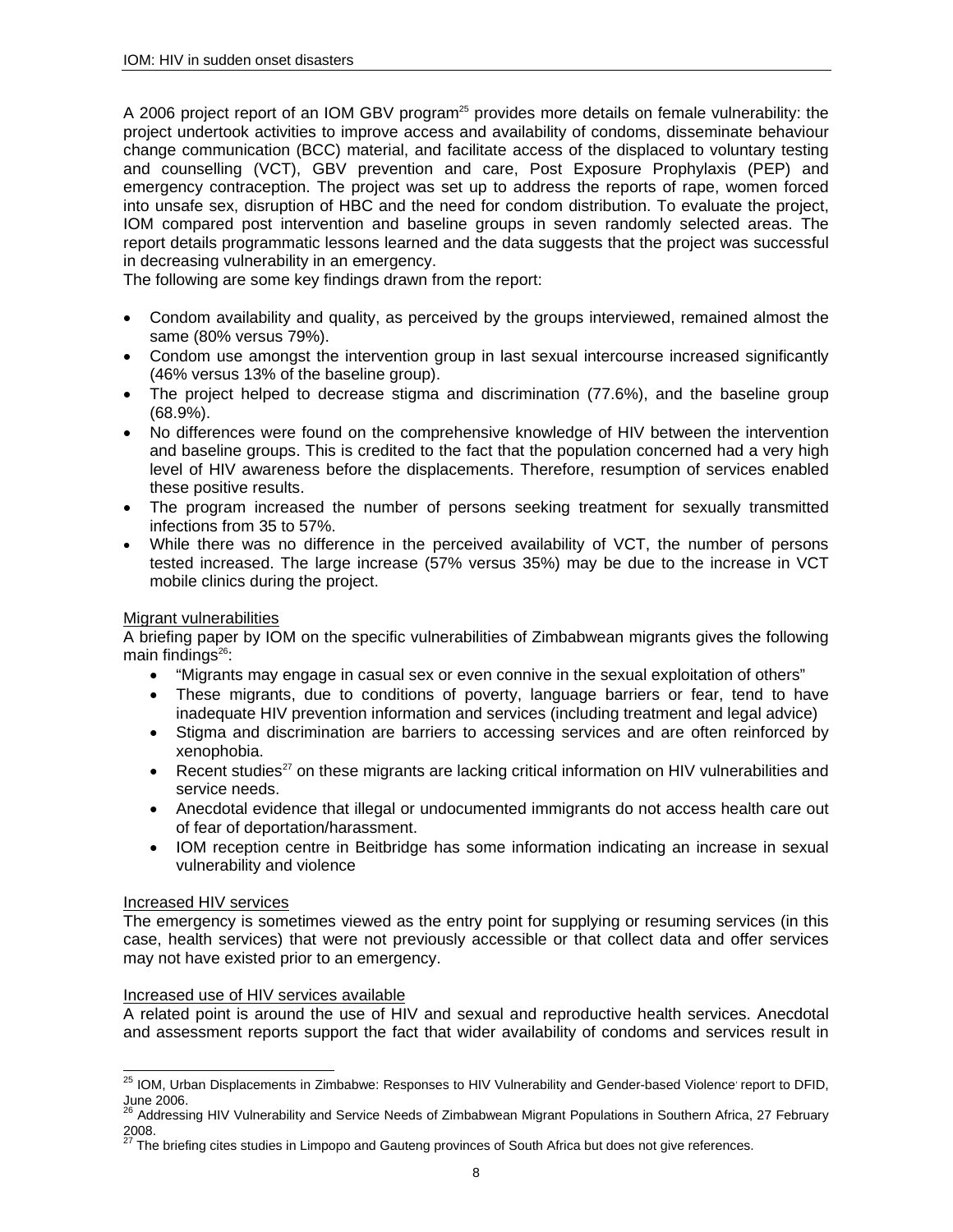A 2006 project report of an IOM GBV program[25] provides more details on female vulnerability: the project undertook activities to improve access and availability of condoms, disseminate behaviour change communication (BCC) material, and facilitate access of the displaced to voluntary testing and counselling (VCT), GBV prevention and care, Post Exposure Prophylaxis (PEP) and emergency contraception. The project was set up to address the reports of rape, women forced into unsafe sex, disruption of HBC and the need for condom distribution. To evaluate the project, IOM compared post intervention and baseline groups in seven randomly selected areas. The report details programmatic lessons learned and the data suggests that the project was successful in decreasing vulnerability in an emergency.

The following are some key findings drawn from the report:

- Condom availability and quality, as perceived by the groups interviewed, remained almost the same (80% versus 79%).
- Condom use amongst the intervention group in last sexual intercourse increased significantly (46% versus 13% of the baseline group).
- The project helped to decrease stigma and discrimination (77.6%), and the baseline group (68.9%).
- No differences were found on the comprehensive knowledge of HIV between the intervention and baseline groups. This is credited to the fact that the population concerned had a very high level of HIV awareness before the displacements. Therefore, resumption of services enabled these positive results.
- The program increased the number of persons seeking treatment for sexually transmitted infections from 35 to 57%.
- While there was no difference in the perceived availability of VCT, the number of persons tested increased. The large increase (57% versus 35%) may be due to the increase in VCT mobile clinics during the project.

Migrant vulnerabilities

A briefing paper by IOM on the specific vulnerabilities of Zimbabwean migrants gives the following main findings[26]:

- "Migrants may engage in casual sex or even connive in the sexual exploitation of others"
- These migrants, due to conditions of poverty, language barriers or fear, tend to have inadequate HIV prevention information and services (including treatment and legal advice)
- Stigma and discrimination are barriers to accessing services and are often reinforced by xenophobia.
- Recent studies[27] on these migrants are lacking critical information on HIV vulnerabilities and service needs.
- Anecdotal evidence that illegal or undocumented immigrants do not access health care out of fear of deportation/harassment.
- IOM reception centre in Beitbridge has some information indicating an increase in sexual vulnerability and violence

Increased HIV services

The emergency is sometimes viewed as the entry point for supplying or resuming services (in this case, health services) that were not previously accessible or that collect data and offer services may not have existed prior to an emergency.

Increased use of HIV services available

A related point is around the use of HIV and sexual and reproductive health services. Anecdotal and assessment reports support the fact that wider availability of condoms and services result in

---

[25] IOM, Urban Displacements in Zimbabwe: Responses to HIV Vulnerability and Gender-based Violence' report to DFID, June 2006.

[26] Addressing HIV Vulnerability and Service Needs of Zimbabwean Migrant Populations in Southern Africa, 27 February 2008.

[27] The briefing cites studies in Limpopo and Gauteng provinces of South Africa but does not give references.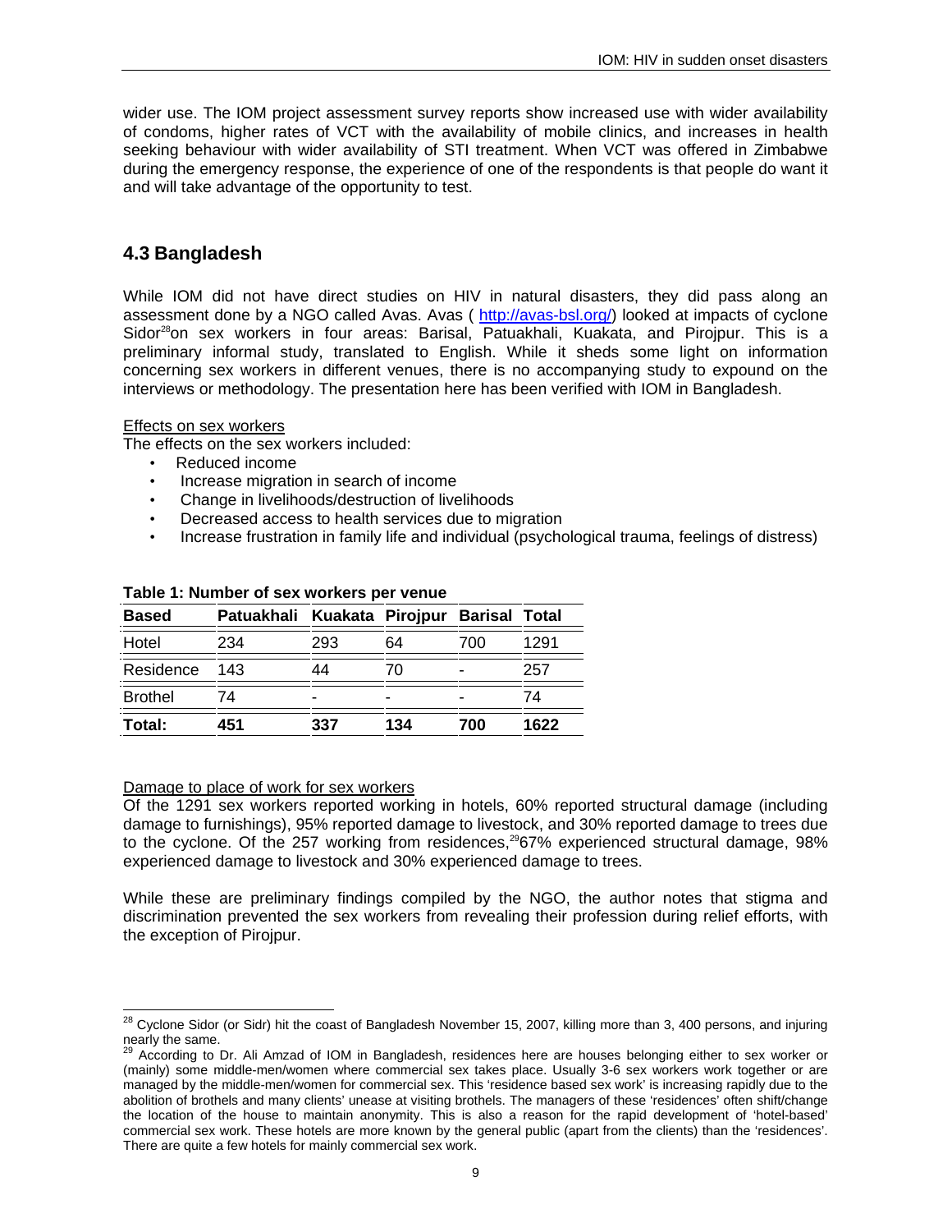wider use. The IOM project assessment survey reports show increased use with wider availability of condoms, higher rates of VCT with the availability of mobile clinics, and increases in health seeking behaviour with wider availability of STI treatment. When VCT was offered in Zimbabwe during the emergency response, the experience of one of the respondents is that people do want it and will take advantage of the opportunity to test.

## 4.3 Bangladesh

While IOM did not have direct studies on HIV in natural disasters, they did pass along an assessment done by a NGO called Avas. Avas ( http://avas-bsl.org/) looked at impacts of cyclone Sidor[28]on sex workers in four areas: Barisal, Patuakhali, Kuakata, and Pirojpur. This is a preliminary informal study, translated to English. While it sheds some light on information concerning sex workers in different venues, there is no accompanying study to expound on the interviews or methodology. The presentation here has been verified with IOM in Bangladesh.

Effects on sex workers

The effects on the sex workers included:

- Reduced income
- Increase migration in search of income
- Change in livelihoods/destruction of livelihoods
- Decreased access to health services due to migration
- Increase frustration in family life and individual (psychological trauma, feelings of distress)

**Table 1: Number of sex workers per venue**

| Based | Patuakhali | Kuakata | Pirojpur | Barisal | Total |
|---|---|---|---|---|---|
| Hotel | 234 | 293 | 64 | 700 | 1291 |
| Residence | 143 | 44 | 70 | - | 257 |
| Brothel | 74 | - | - | - | 74 |
| **Total:** | **451** | **337** | **134** | **700** | **1622** |

Damage to place of work for sex workers

Of the 1291 sex workers reported working in hotels, 60% reported structural damage (including damage to furnishings), 95% reported damage to livestock, and 30% reported damage to trees due to the cyclone. Of the 257 working from residences,[29]67% experienced structural damage, 98% experienced damage to livestock and 30% experienced damage to trees.

While these are preliminary findings compiled by the NGO, the author notes that stigma and discrimination prevented the sex workers from revealing their profession during relief efforts, with the exception of Pirojpur.

[28] Cyclone Sidor (or Sidr) hit the coast of Bangladesh November 15, 2007, killing more than 3, 400 persons, and injuring nearly the same.

[29] According to Dr. Ali Amzad of IOM in Bangladesh, residences here are houses belonging either to sex worker or (mainly) some middle-men/women where commercial sex takes place. Usually 3-6 sex workers work together or are managed by the middle-men/women for commercial sex. This 'residence based sex work' is increasing rapidly due to the abolition of brothels and many clients' unease at visiting brothels. The managers of these 'residences' often shift/change the location of the house to maintain anonymity. This is also a reason for the rapid development of 'hotel-based' commercial sex work. These hotels are more known by the general public (apart from the clients) than the 'residences'. There are quite a few hotels for mainly commercial sex work.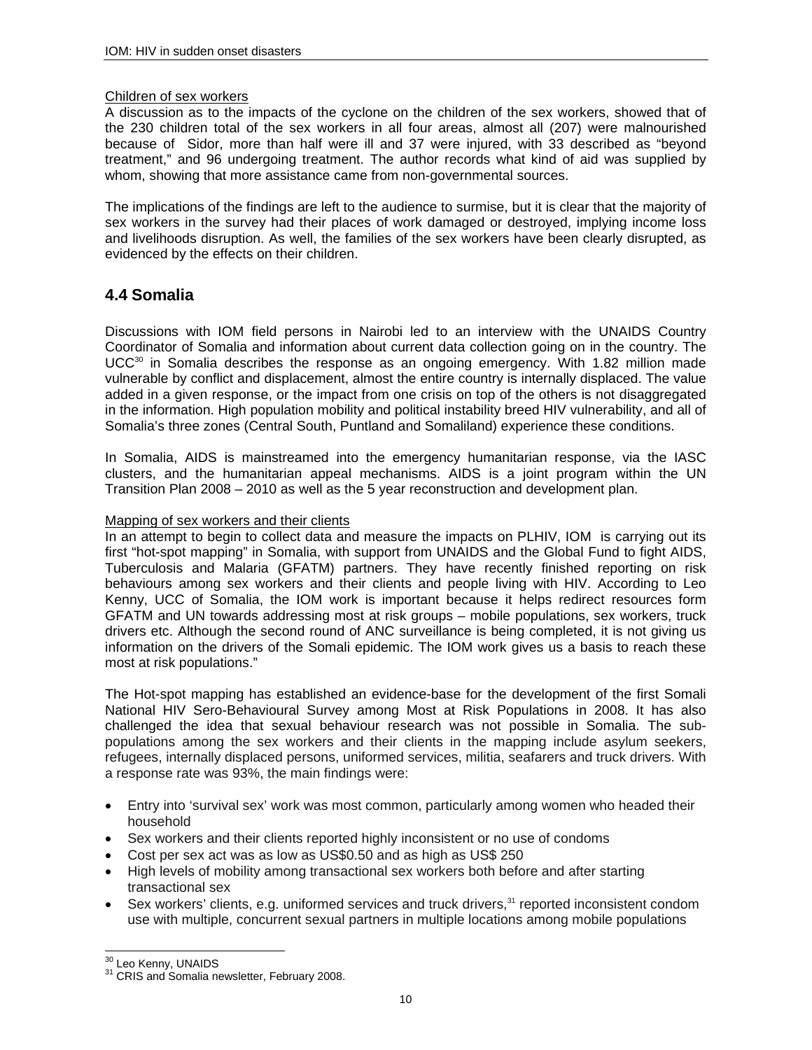Children of sex workers

A discussion as to the impacts of the cyclone on the children of the sex workers, showed that of the 230 children total of the sex workers in all four areas, almost all (207) were malnourished because of Sidor, more than half were ill and 37 were injured, with 33 described as "beyond treatment," and 96 undergoing treatment. The author records what kind of aid was supplied by whom, showing that more assistance came from non-governmental sources.

The implications of the findings are left to the audience to surmise, but it is clear that the majority of sex workers in the survey had their places of work damaged or destroyed, implying income loss and livelihoods disruption. As well, the families of the sex workers have been clearly disrupted, as evidenced by the effects on their children.

## 4.4 Somalia

Discussions with IOM field persons in Nairobi led to an interview with the UNAIDS Country Coordinator of Somalia and information about current data collection going on in the country. The UCC[30] in Somalia describes the response as an ongoing emergency. With 1.82 million made vulnerable by conflict and displacement, almost the entire country is internally displaced. The value added in a given response, or the impact from one crisis on top of the others is not disaggregated in the information. High population mobility and political instability breed HIV vulnerability, and all of Somalia's three zones (Central South, Puntland and Somaliland) experience these conditions.

In Somalia, AIDS is mainstreamed into the emergency humanitarian response, via the IASC clusters, and the humanitarian appeal mechanisms. AIDS is a joint program within the UN Transition Plan 2008 – 2010 as well as the 5 year reconstruction and development plan.

Mapping of sex workers and their clients

In an attempt to begin to collect data and measure the impacts on PLHIV, IOM is carrying out its first "hot-spot mapping" in Somalia, with support from UNAIDS and the Global Fund to fight AIDS, Tuberculosis and Malaria (GFATM) partners. They have recently finished reporting on risk behaviours among sex workers and their clients and people living with HIV. According to Leo Kenny, UCC of Somalia, the IOM work is important because it helps redirect resources form GFATM and UN towards addressing most at risk groups – mobile populations, sex workers, truck drivers etc. Although the second round of ANC surveillance is being completed, it is not giving us information on the drivers of the Somali epidemic. The IOM work gives us a basis to reach these most at risk populations."

The Hot-spot mapping has established an evidence-base for the development of the first Somali National HIV Sero-Behavioural Survey among Most at Risk Populations in 2008. It has also challenged the idea that sexual behaviour research was not possible in Somalia. The sub-populations among the sex workers and their clients in the mapping include asylum seekers, refugees, internally displaced persons, uniformed services, militia, seafarers and truck drivers. With a response rate was 93%, the main findings were:

- Entry into 'survival sex' work was most common, particularly among women who headed their household
- Sex workers and their clients reported highly inconsistent or no use of condoms
- Cost per sex act was as low as US$0.50 and as high as US$ 250
- High levels of mobility among transactional sex workers both before and after starting transactional sex
- Sex workers' clients, e.g. uniformed services and truck drivers,[31] reported inconsistent condom use with multiple, concurrent sexual partners in multiple locations among mobile populations

[30] Leo Kenny, UNAIDS
[31] CRIS and Somalia newsletter, February 2008.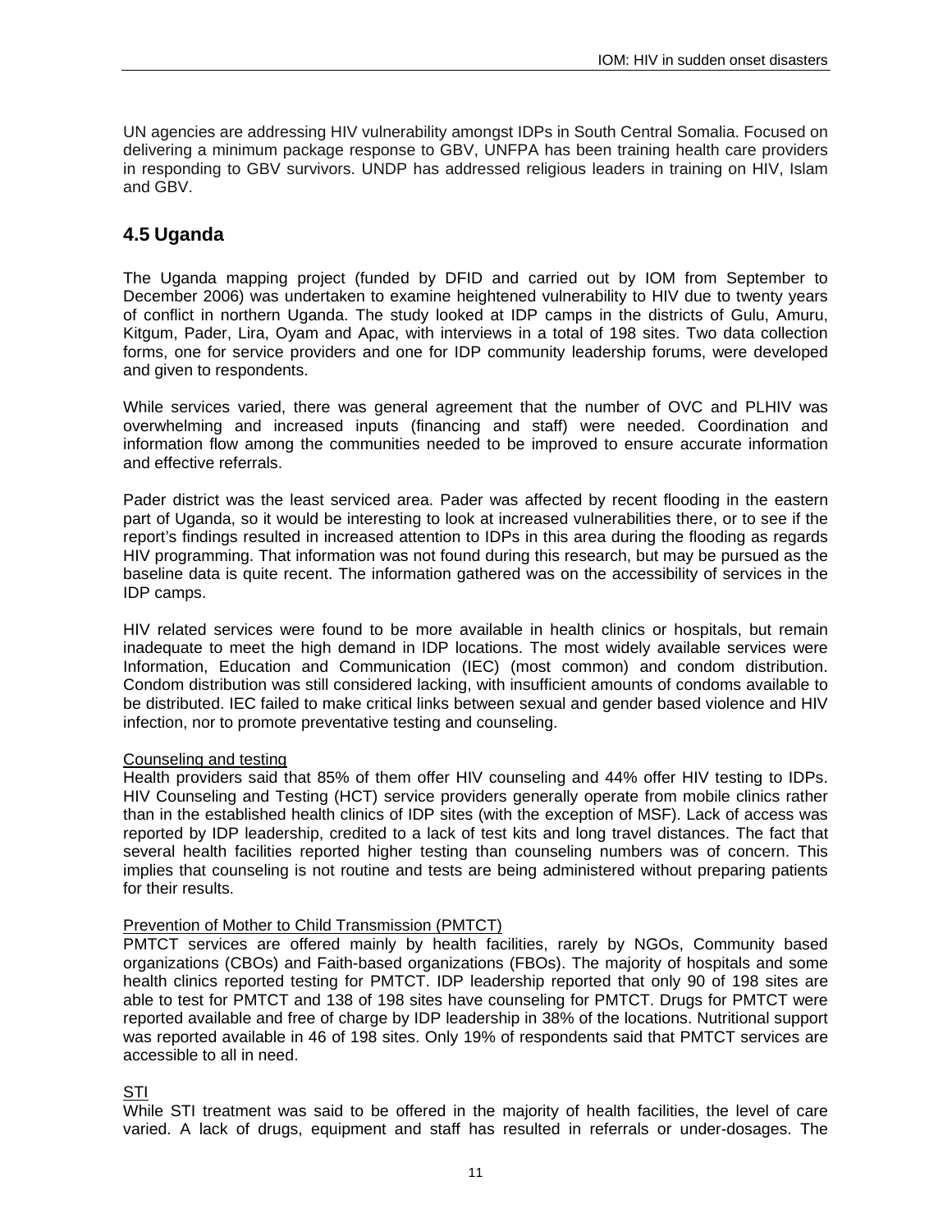UN agencies are addressing HIV vulnerability amongst IDPs in South Central Somalia. Focused on delivering a minimum package response to GBV, UNFPA has been training health care providers in responding to GBV survivors. UNDP has addressed religious leaders in training on HIV, Islam and GBV.

## 4.5 Uganda

The Uganda mapping project (funded by DFID and carried out by IOM from September to December 2006) was undertaken to examine heightened vulnerability to HIV due to twenty years of conflict in northern Uganda. The study looked at IDP camps in the districts of Gulu, Amuru, Kitgum, Pader, Lira, Oyam and Apac, with interviews in a total of 198 sites. Two data collection forms, one for service providers and one for IDP community leadership forums, were developed and given to respondents.

While services varied, there was general agreement that the number of OVC and PLHIV was overwhelming and increased inputs (financing and staff) were needed. Coordination and information flow among the communities needed to be improved to ensure accurate information and effective referrals.

Pader district was the least serviced area. Pader was affected by recent flooding in the eastern part of Uganda, so it would be interesting to look at increased vulnerabilities there, or to see if the report's findings resulted in increased attention to IDPs in this area during the flooding as regards HIV programming. That information was not found during this research, but may be pursued as the baseline data is quite recent. The information gathered was on the accessibility of services in the IDP camps.

HIV related services were found to be more available in health clinics or hospitals, but remain inadequate to meet the high demand in IDP locations. The most widely available services were Information, Education and Communication (IEC) (most common) and condom distribution. Condom distribution was still considered lacking, with insufficient amounts of condoms available to be distributed. IEC failed to make critical links between sexual and gender based violence and HIV infection, nor to promote preventative testing and counseling.

<u>Counseling and testing</u>
Health providers said that 85% of them offer HIV counseling and 44% offer HIV testing to IDPs. HIV Counseling and Testing (HCT) service providers generally operate from mobile clinics rather than in the established health clinics of IDP sites (with the exception of MSF). Lack of access was reported by IDP leadership, credited to a lack of test kits and long travel distances. The fact that several health facilities reported higher testing than counseling numbers was of concern. This implies that counseling is not routine and tests are being administered without preparing patients for their results.

<u>Prevention of Mother to Child Transmission (PMTCT)</u>
PMTCT services are offered mainly by health facilities, rarely by NGOs, Community based organizations (CBOs) and Faith-based organizations (FBOs). The majority of hospitals and some health clinics reported testing for PMTCT. IDP leadership reported that only 90 of 198 sites are able to test for PMTCT and 138 of 198 sites have counseling for PMTCT. Drugs for PMTCT were reported available and free of charge by IDP leadership in 38% of the locations. Nutritional support was reported available in 46 of 198 sites. Only 19% of respondents said that PMTCT services are accessible to all in need.

<u>STI</u>
While STI treatment was said to be offered in the majority of health facilities, the level of care varied. A lack of drugs, equipment and staff has resulted in referrals or under-dosages. The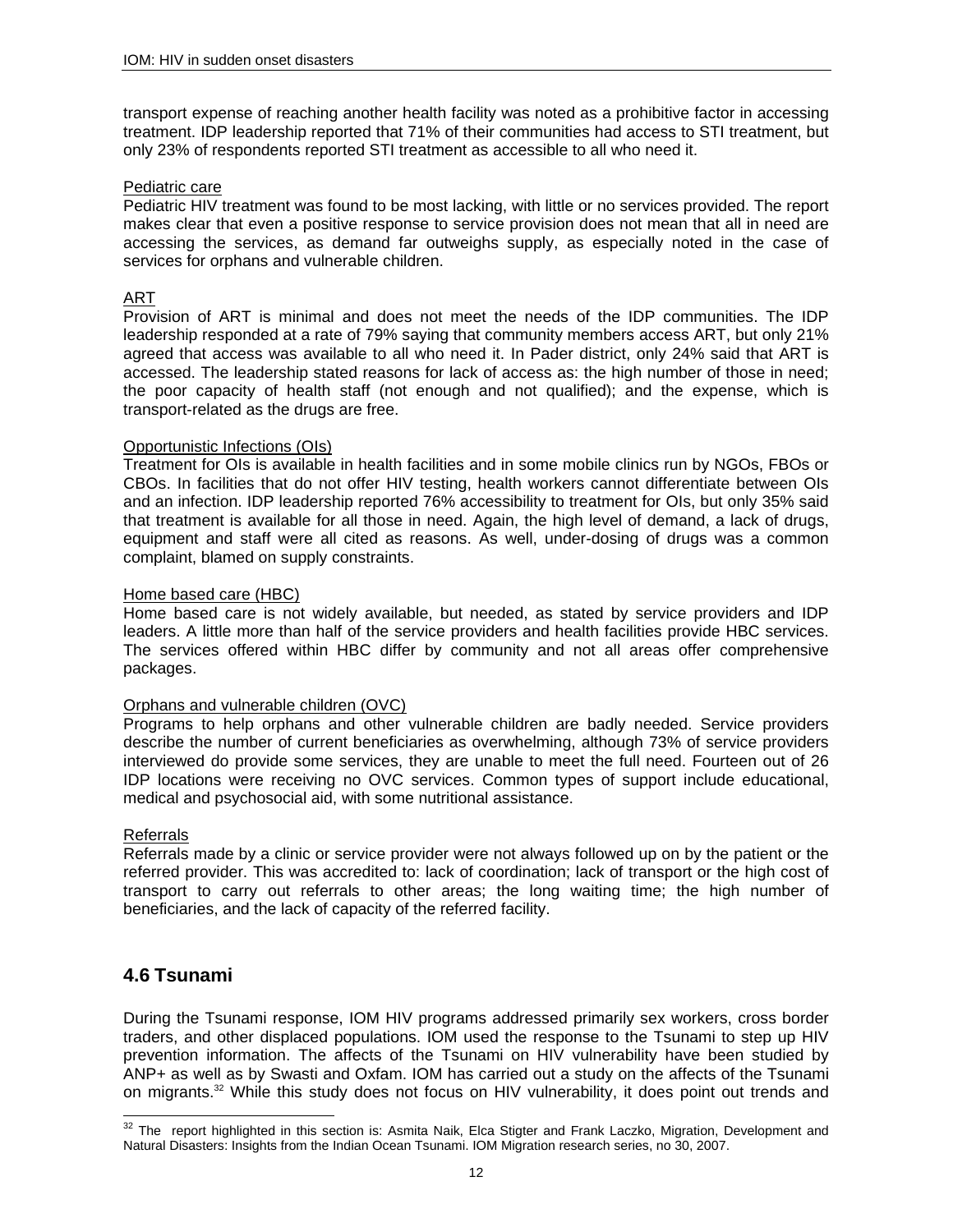transport expense of reaching another health facility was noted as a prohibitive factor in accessing treatment. IDP leadership reported that 71% of their communities had access to STI treatment, but only 23% of respondents reported STI treatment as accessible to all who need it.

Pediatric care

Pediatric HIV treatment was found to be most lacking, with little or no services provided. The report makes clear that even a positive response to service provision does not mean that all in need are accessing the services, as demand far outweighs supply, as especially noted in the case of services for orphans and vulnerable children.

ART

Provision of ART is minimal and does not meet the needs of the IDP communities. The IDP leadership responded at a rate of 79% saying that community members access ART, but only 21% agreed that access was available to all who need it. In Pader district, only 24% said that ART is accessed. The leadership stated reasons for lack of access as: the high number of those in need; the poor capacity of health staff (not enough and not qualified); and the expense, which is transport-related as the drugs are free.

Opportunistic Infections (OIs)

Treatment for OIs is available in health facilities and in some mobile clinics run by NGOs, FBOs or CBOs. In facilities that do not offer HIV testing, health workers cannot differentiate between OIs and an infection. IDP leadership reported 76% accessibility to treatment for OIs, but only 35% said that treatment is available for all those in need. Again, the high level of demand, a lack of drugs, equipment and staff were all cited as reasons. As well, under-dosing of drugs was a common complaint, blamed on supply constraints.

Home based care (HBC)

Home based care is not widely available, but needed, as stated by service providers and IDP leaders. A little more than half of the service providers and health facilities provide HBC services. The services offered within HBC differ by community and not all areas offer comprehensive packages.

Orphans and vulnerable children (OVC)

Programs to help orphans and other vulnerable children are badly needed. Service providers describe the number of current beneficiaries as overwhelming, although 73% of service providers interviewed do provide some services, they are unable to meet the full need. Fourteen out of 26 IDP locations were receiving no OVC services. Common types of support include educational, medical and psychosocial aid, with some nutritional assistance.

Referrals

Referrals made by a clinic or service provider were not always followed up on by the patient or the referred provider. This was accredited to: lack of coordination; lack of transport or the high cost of transport to carry out referrals to other areas; the long waiting time; the high number of beneficiaries, and the lack of capacity of the referred facility.

## 4.6 Tsunami

During the Tsunami response, IOM HIV programs addressed primarily sex workers, cross border traders, and other displaced populations. IOM used the response to the Tsunami to step up HIV prevention information. The affects of the Tsunami on HIV vulnerability have been studied by ANP+ as well as by Swasti and Oxfam. IOM has carried out a study on the affects of the Tsunami on migrants.[32] While this study does not focus on HIV vulnerability, it does point out trends and

[32] The report highlighted in this section is: Asmita Naik, Elca Stigter and Frank Laczko, Migration, Development and Natural Disasters: Insights from the Indian Ocean Tsunami. IOM Migration research series, no 30, 2007.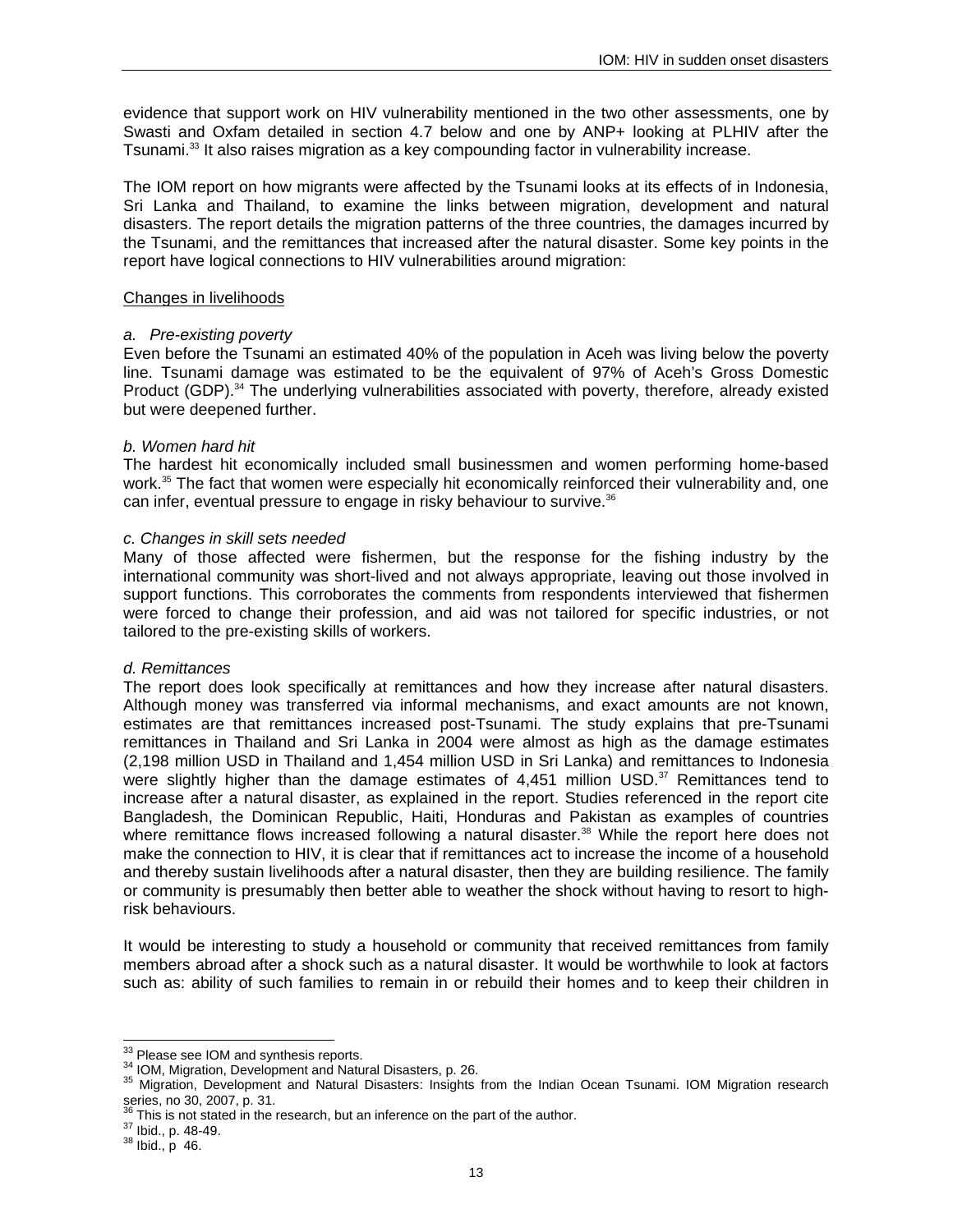evidence that support work on HIV vulnerability mentioned in the two other assessments, one by Swasti and Oxfam detailed in section 4.7 below and one by ANP+ looking at PLHIV after the Tsunami.[33] It also raises migration as a key compounding factor in vulnerability increase.

The IOM report on how migrants were affected by the Tsunami looks at its effects of in Indonesia, Sri Lanka and Thailand, to examine the links between migration, development and natural disasters. The report details the migration patterns of the three countries, the damages incurred by the Tsunami, and the remittances that increased after the natural disaster. Some key points in the report have logical connections to HIV vulnerabilities around migration:

<u>Changes in livelihoods</u>

*a. Pre-existing poverty*

Even before the Tsunami an estimated 40% of the population in Aceh was living below the poverty line. Tsunami damage was estimated to be the equivalent of 97% of Aceh's Gross Domestic Product (GDP).[34] The underlying vulnerabilities associated with poverty, therefore, already existed but were deepened further.

*b. Women hard hit*

The hardest hit economically included small businessmen and women performing home-based work.[35] The fact that women were especially hit economically reinforced their vulnerability and, one can infer, eventual pressure to engage in risky behaviour to survive.[36]

*c. Changes in skill sets needed*

Many of those affected were fishermen, but the response for the fishing industry by the international community was short-lived and not always appropriate, leaving out those involved in support functions. This corroborates the comments from respondents interviewed that fishermen were forced to change their profession, and aid was not tailored for specific industries, or not tailored to the pre-existing skills of workers.

*d. Remittances*

The report does look specifically at remittances and how they increase after natural disasters. Although money was transferred via informal mechanisms, and exact amounts are not known, estimates are that remittances increased post-Tsunami. The study explains that pre-Tsunami remittances in Thailand and Sri Lanka in 2004 were almost as high as the damage estimates (2,198 million USD in Thailand and 1,454 million USD in Sri Lanka) and remittances to Indonesia were slightly higher than the damage estimates of 4,451 million USD.[37] Remittances tend to increase after a natural disaster, as explained in the report. Studies referenced in the report cite Bangladesh, the Dominican Republic, Haiti, Honduras and Pakistan as examples of countries where remittance flows increased following a natural disaster.[38] While the report here does not make the connection to HIV, it is clear that if remittances act to increase the income of a household and thereby sustain livelihoods after a natural disaster, then they are building resilience. The family or community is presumably then better able to weather the shock without having to resort to high-risk behaviours.

It would be interesting to study a household or community that received remittances from family members abroad after a shock such as a natural disaster. It would be worthwhile to look at factors such as: ability of such families to remain in or rebuild their homes and to keep their children in

---

[33] Please see IOM and synthesis reports.

[34] IOM, Migration, Development and Natural Disasters, p. 26.

[35] Migration, Development and Natural Disasters: Insights from the Indian Ocean Tsunami. IOM Migration research series, no 30, 2007, p. 31.

[36] This is not stated in the research, but an inference on the part of the author.

[37] Ibid., p. 48-49.

[38] Ibid., p 46.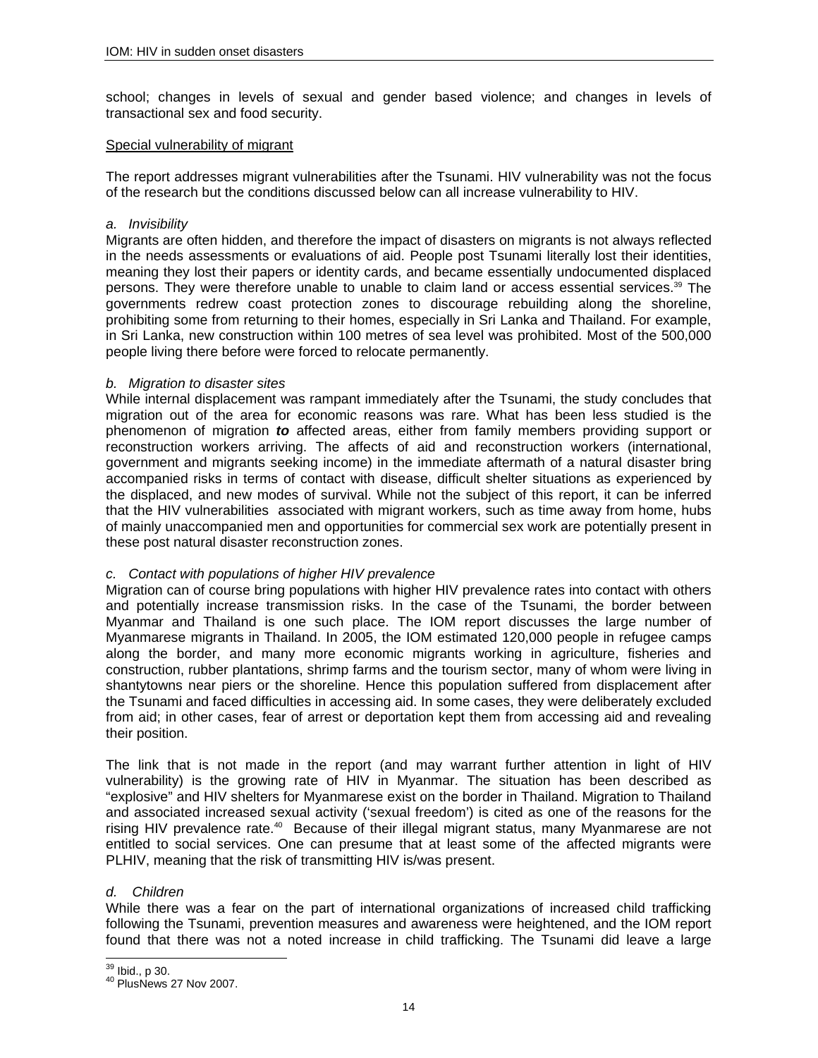school; changes in levels of sexual and gender based violence; and changes in levels of transactional sex and food security.

Special vulnerability of migrant

The report addresses migrant vulnerabilities after the Tsunami. HIV vulnerability was not the focus of the research but the conditions discussed below can all increase vulnerability to HIV.

*a. Invisibility*

Migrants are often hidden, and therefore the impact of disasters on migrants is not always reflected in the needs assessments or evaluations of aid. People post Tsunami literally lost their identities, meaning they lost their papers or identity cards, and became essentially undocumented displaced persons. They were therefore unable to unable to claim land or access essential services.[39] The governments redrew coast protection zones to discourage rebuilding along the shoreline, prohibiting some from returning to their homes, especially in Sri Lanka and Thailand. For example, in Sri Lanka, new construction within 100 metres of sea level was prohibited. Most of the 500,000 people living there before were forced to relocate permanently.

*b. Migration to disaster sites*

While internal displacement was rampant immediately after the Tsunami, the study concludes that migration out of the area for economic reasons was rare. What has been less studied is the phenomenon of migration ***to*** affected areas, either from family members providing support or reconstruction workers arriving. The affects of aid and reconstruction workers (international, government and migrants seeking income) in the immediate aftermath of a natural disaster bring accompanied risks in terms of contact with disease, difficult shelter situations as experienced by the displaced, and new modes of survival. While not the subject of this report, it can be inferred that the HIV vulnerabilities associated with migrant workers, such as time away from home, hubs of mainly unaccompanied men and opportunities for commercial sex work are potentially present in these post natural disaster reconstruction zones.

*c. Contact with populations of higher HIV prevalence*

Migration can of course bring populations with higher HIV prevalence rates into contact with others and potentially increase transmission risks. In the case of the Tsunami, the border between Myanmar and Thailand is one such place. The IOM report discusses the large number of Myanmarese migrants in Thailand. In 2005, the IOM estimated 120,000 people in refugee camps along the border, and many more economic migrants working in agriculture, fisheries and construction, rubber plantations, shrimp farms and the tourism sector, many of whom were living in shantytowns near piers or the shoreline. Hence this population suffered from displacement after the Tsunami and faced difficulties in accessing aid. In some cases, they were deliberately excluded from aid; in other cases, fear of arrest or deportation kept them from accessing aid and revealing their position.

The link that is not made in the report (and may warrant further attention in light of HIV vulnerability) is the growing rate of HIV in Myanmar. The situation has been described as "explosive" and HIV shelters for Myanmarese exist on the border in Thailand. Migration to Thailand and associated increased sexual activity ('sexual freedom') is cited as one of the reasons for the rising HIV prevalence rate.[40] Because of their illegal migrant status, many Myanmarese are not entitled to social services. One can presume that at least some of the affected migrants were PLHIV, meaning that the risk of transmitting HIV is/was present.

*d. Children*

While there was a fear on the part of international organizations of increased child trafficking following the Tsunami, prevention measures and awareness were heightened, and the IOM report found that there was not a noted increase in child trafficking. The Tsunami did leave a large

---

[39] Ibid., p 30.

[40] PlusNews 27 Nov 2007.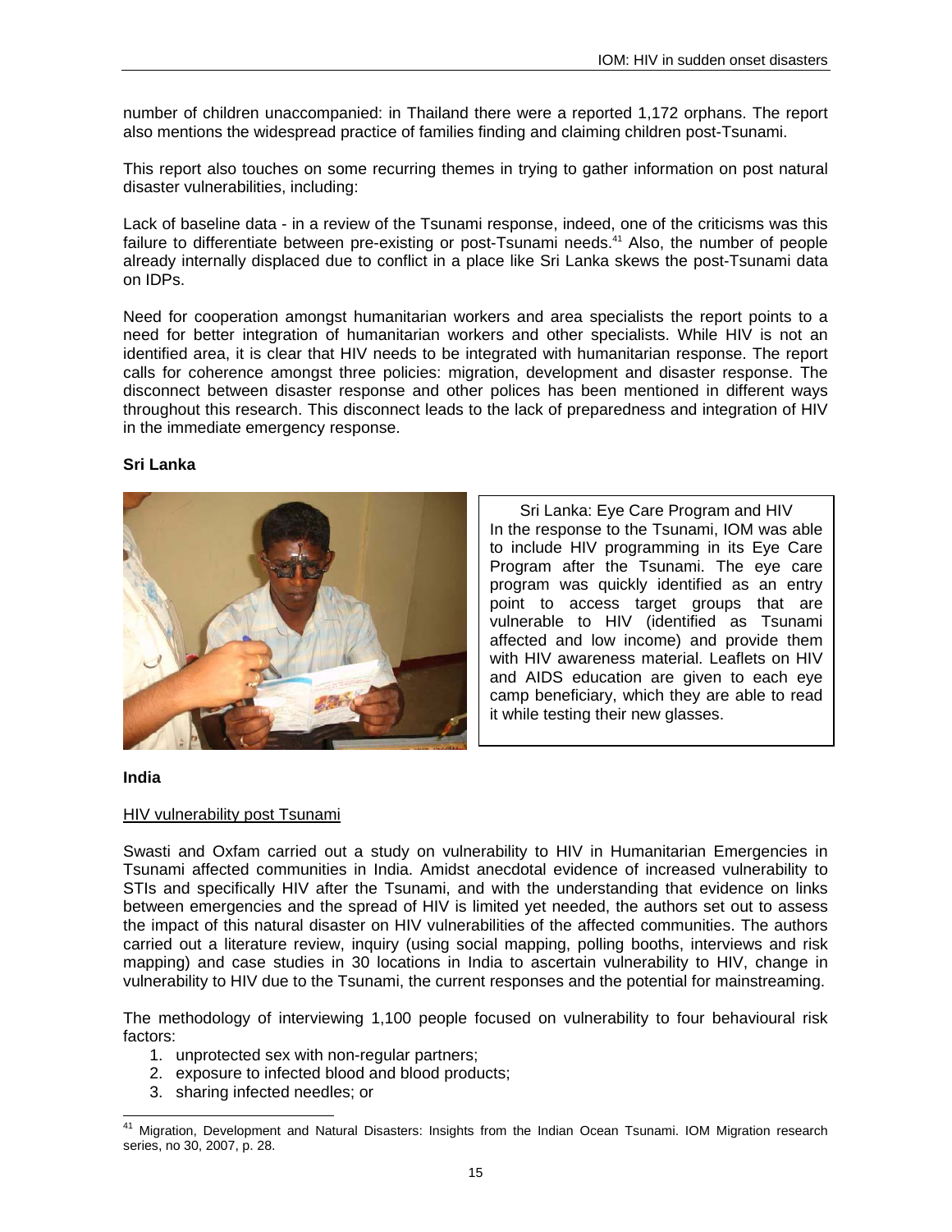number of children unaccompanied: in Thailand there were a reported 1,172 orphans. The report also mentions the widespread practice of families finding and claiming children post-Tsunami.

This report also touches on some recurring themes in trying to gather information on post natural disaster vulnerabilities, including:

Lack of baseline data - in a review of the Tsunami response, indeed, one of the criticisms was this failure to differentiate between pre-existing or post-Tsunami needs.[41] Also, the number of people already internally displaced due to conflict in a place like Sri Lanka skews the post-Tsunami data on IDPs.

Need for cooperation amongst humanitarian workers and area specialists the report points to a need for better integration of humanitarian workers and other specialists. While HIV is not an identified area, it is clear that HIV needs to be integrated with humanitarian response. The report calls for coherence amongst three policies: migration, development and disaster response. The disconnect between disaster response and other polices has been mentioned in different ways throughout this research. This disconnect leads to the lack of preparedness and integration of HIV in the immediate emergency response.

**Sri Lanka**

Sri Lanka: Eye Care Program and HIV

In the response to the Tsunami, IOM was able to include HIV programming in its Eye Care Program after the Tsunami. The eye care program was quickly identified as an entry point to access target groups that are vulnerable to HIV (identified as Tsunami affected and low income) and provide them with HIV awareness material. Leaflets on HIV and AIDS education are given to each eye camp beneficiary, which they are able to read it while testing their new glasses.

**India**

HIV vulnerability post Tsunami

Swasti and Oxfam carried out a study on vulnerability to HIV in Humanitarian Emergencies in Tsunami affected communities in India. Amidst anecdotal evidence of increased vulnerability to STIs and specifically HIV after the Tsunami, and with the understanding that evidence on links between emergencies and the spread of HIV is limited yet needed, the authors set out to assess the impact of this natural disaster on HIV vulnerabilities of the affected communities. The authors carried out a literature review, inquiry (using social mapping, polling booths, interviews and risk mapping) and case studies in 30 locations in India to ascertain vulnerability to HIV, change in vulnerability to HIV due to the Tsunami, the current responses and the potential for mainstreaming.

The methodology of interviewing 1,100 people focused on vulnerability to four behavioural risk factors:

1. unprotected sex with non-regular partners;
2. exposure to infected blood and blood products;
3. sharing infected needles; or

[41] Migration, Development and Natural Disasters: Insights from the Indian Ocean Tsunami. IOM Migration research series, no 30, 2007, p. 28.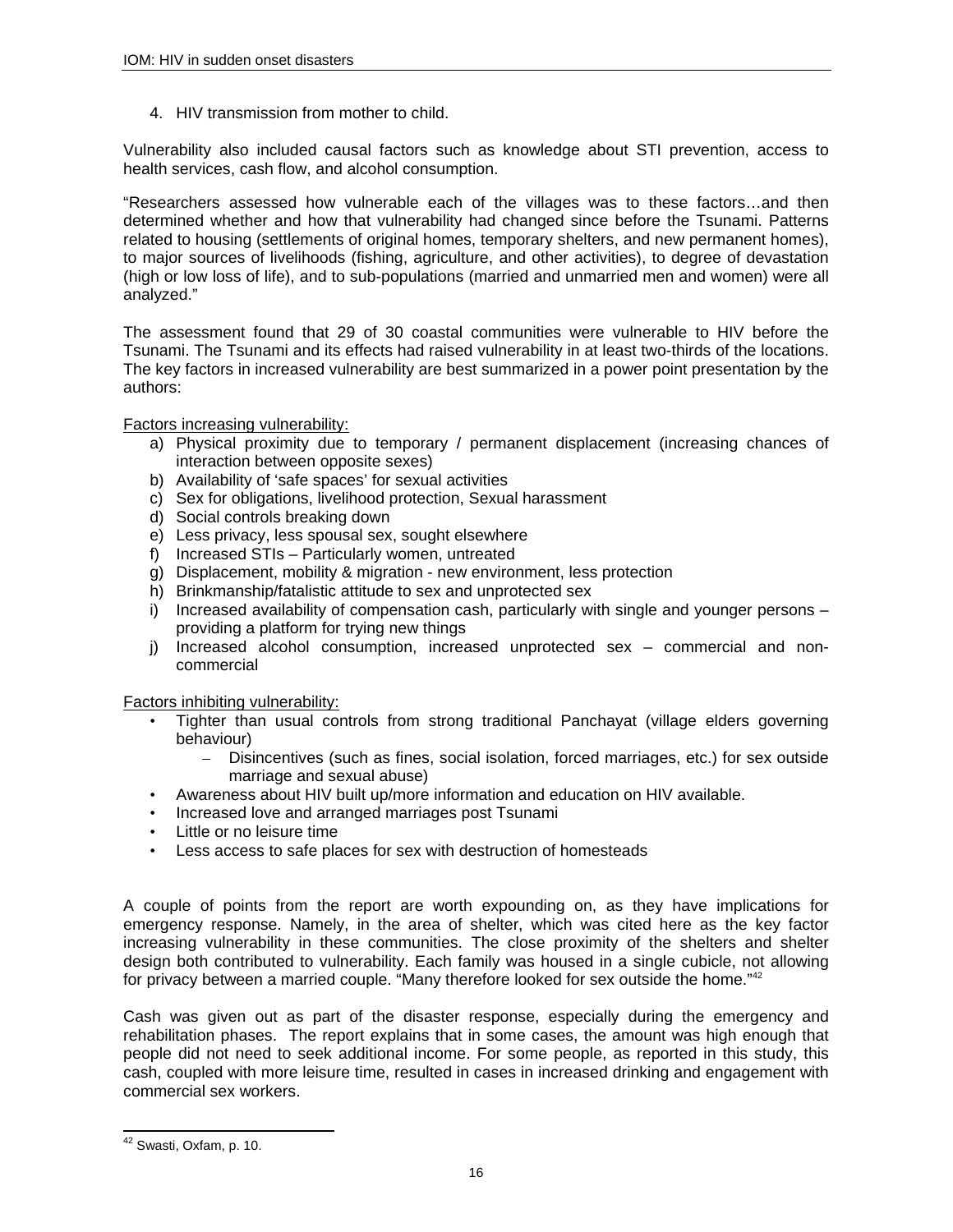4. HIV transmission from mother to child.

Vulnerability also included causal factors such as knowledge about STI prevention, access to health services, cash flow, and alcohol consumption.

"Researchers assessed how vulnerable each of the villages was to these factors…and then determined whether and how that vulnerability had changed since before the Tsunami. Patterns related to housing (settlements of original homes, temporary shelters, and new permanent homes), to major sources of livelihoods (fishing, agriculture, and other activities), to degree of devastation (high or low loss of life), and to sub-populations (married and unmarried men and women) were all analyzed."

The assessment found that 29 of 30 coastal communities were vulnerable to HIV before the Tsunami. The Tsunami and its effects had raised vulnerability in at least two-thirds of the locations. The key factors in increased vulnerability are best summarized in a power point presentation by the authors:

Factors increasing vulnerability:

a) Physical proximity due to temporary / permanent displacement (increasing chances of interaction between opposite sexes)
b) Availability of 'safe spaces' for sexual activities
c) Sex for obligations, livelihood protection, Sexual harassment
d) Social controls breaking down
e) Less privacy, less spousal sex, sought elsewhere
f) Increased STIs – Particularly women, untreated
g) Displacement, mobility & migration - new environment, less protection
h) Brinkmanship/fatalistic attitude to sex and unprotected sex
i) Increased availability of compensation cash, particularly with single and younger persons – providing a platform for trying new things
j) Increased alcohol consumption, increased unprotected sex – commercial and non-commercial

Factors inhibiting vulnerability:

- Tighter than usual controls from strong traditional Panchayat (village elders governing behaviour)
  - Disincentives (such as fines, social isolation, forced marriages, etc.) for sex outside marriage and sexual abuse)
- Awareness about HIV built up/more information and education on HIV available.
- Increased love and arranged marriages post Tsunami
- Little or no leisure time
- Less access to safe places for sex with destruction of homesteads

A couple of points from the report are worth expounding on, as they have implications for emergency response. Namely, in the area of shelter, which was cited here as the key factor increasing vulnerability in these communities. The close proximity of the shelters and shelter design both contributed to vulnerability. Each family was housed in a single cubicle, not allowing for privacy between a married couple. "Many therefore looked for sex outside the home."[42]

Cash was given out as part of the disaster response, especially during the emergency and rehabilitation phases. The report explains that in some cases, the amount was high enough that people did not need to seek additional income. For some people, as reported in this study, this cash, coupled with more leisure time, resulted in cases in increased drinking and engagement with commercial sex workers.

[42] Swasti, Oxfam, p. 10.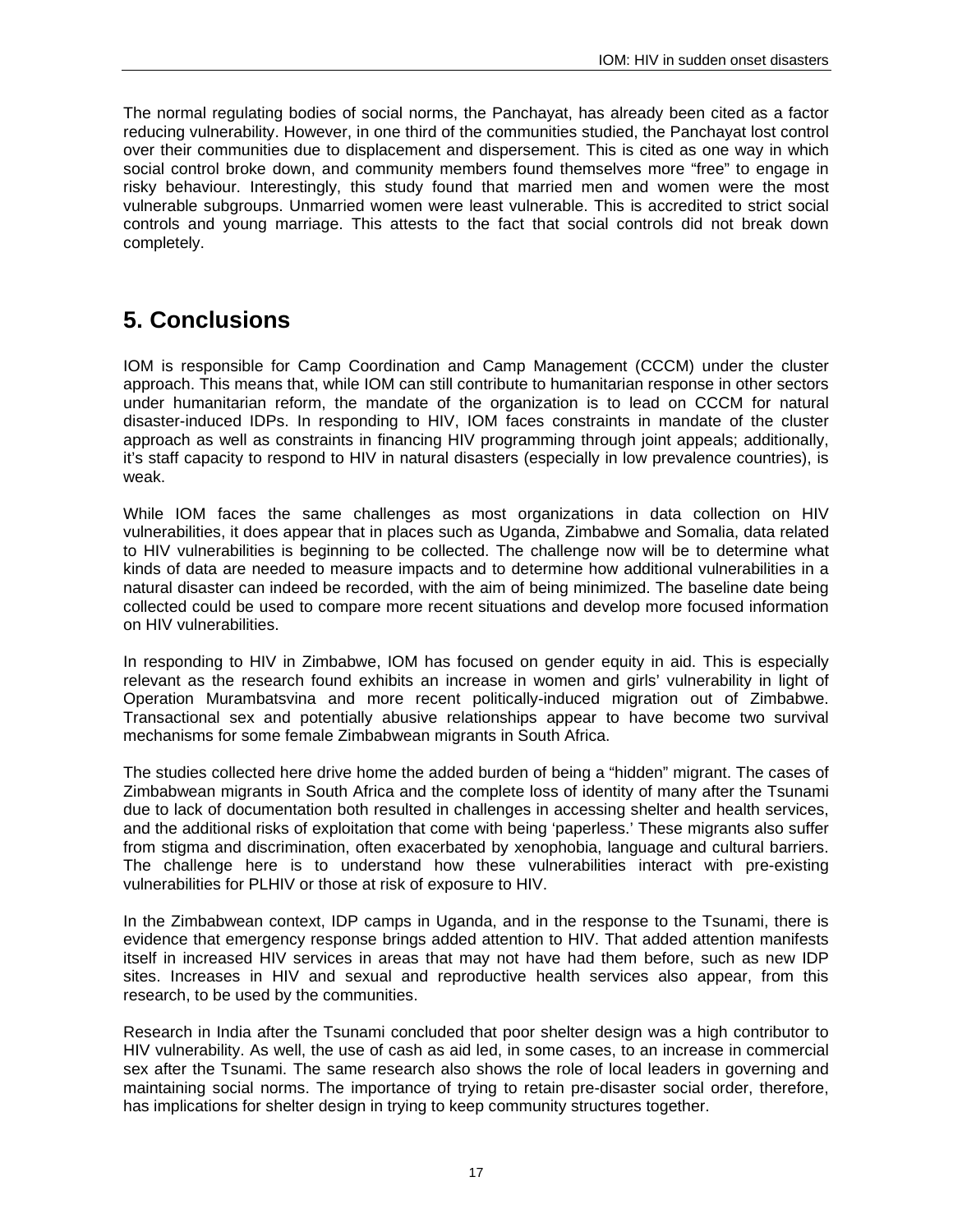The normal regulating bodies of social norms, the Panchayat, has already been cited as a factor reducing vulnerability. However, in one third of the communities studied, the Panchayat lost control over their communities due to displacement and dispersement. This is cited as one way in which social control broke down, and community members found themselves more "free" to engage in risky behaviour. Interestingly, this study found that married men and women were the most vulnerable subgroups. Unmarried women were least vulnerable. This is accredited to strict social controls and young marriage. This attests to the fact that social controls did not break down completely.

# 5. Conclusions

IOM is responsible for Camp Coordination and Camp Management (CCCM) under the cluster approach. This means that, while IOM can still contribute to humanitarian response in other sectors under humanitarian reform, the mandate of the organization is to lead on CCCM for natural disaster-induced IDPs. In responding to HIV, IOM faces constraints in mandate of the cluster approach as well as constraints in financing HIV programming through joint appeals; additionally, it's staff capacity to respond to HIV in natural disasters (especially in low prevalence countries), is weak.

While IOM faces the same challenges as most organizations in data collection on HIV vulnerabilities, it does appear that in places such as Uganda, Zimbabwe and Somalia, data related to HIV vulnerabilities is beginning to be collected. The challenge now will be to determine what kinds of data are needed to measure impacts and to determine how additional vulnerabilities in a natural disaster can indeed be recorded, with the aim of being minimized. The baseline date being collected could be used to compare more recent situations and develop more focused information on HIV vulnerabilities.

In responding to HIV in Zimbabwe, IOM has focused on gender equity in aid. This is especially relevant as the research found exhibits an increase in women and girls' vulnerability in light of Operation Murambatsvina and more recent politically-induced migration out of Zimbabwe. Transactional sex and potentially abusive relationships appear to have become two survival mechanisms for some female Zimbabwean migrants in South Africa.

The studies collected here drive home the added burden of being a "hidden" migrant. The cases of Zimbabwean migrants in South Africa and the complete loss of identity of many after the Tsunami due to lack of documentation both resulted in challenges in accessing shelter and health services, and the additional risks of exploitation that come with being 'paperless.' These migrants also suffer from stigma and discrimination, often exacerbated by xenophobia, language and cultural barriers. The challenge here is to understand how these vulnerabilities interact with pre-existing vulnerabilities for PLHIV or those at risk of exposure to HIV.

In the Zimbabwean context, IDP camps in Uganda, and in the response to the Tsunami, there is evidence that emergency response brings added attention to HIV. That added attention manifests itself in increased HIV services in areas that may not have had them before, such as new IDP sites. Increases in HIV and sexual and reproductive health services also appear, from this research, to be used by the communities.

Research in India after the Tsunami concluded that poor shelter design was a high contributor to HIV vulnerability. As well, the use of cash as aid led, in some cases, to an increase in commercial sex after the Tsunami. The same research also shows the role of local leaders in governing and maintaining social norms. The importance of trying to retain pre-disaster social order, therefore, has implications for shelter design in trying to keep community structures together.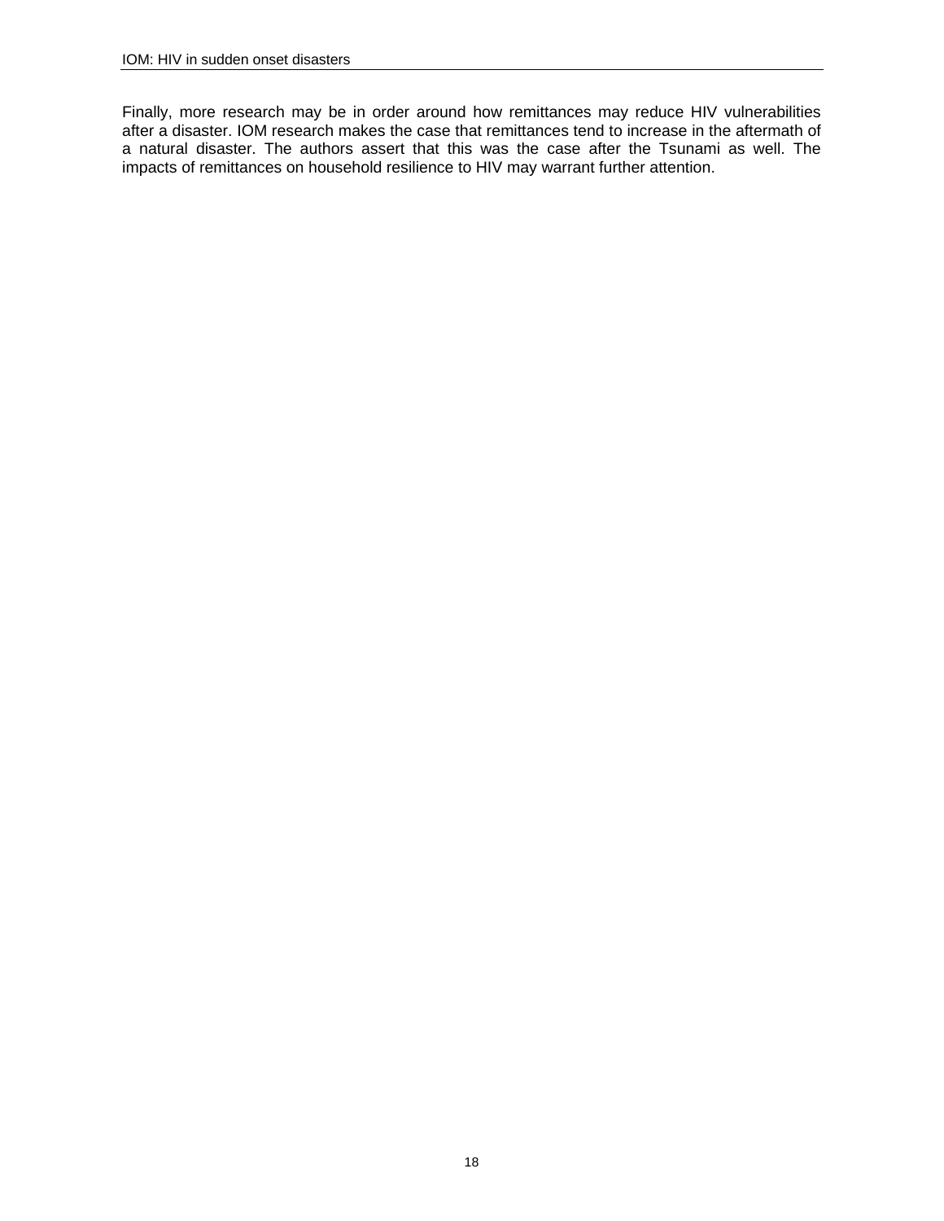Finally, more research may be in order around how remittances may reduce HIV vulnerabilities after a disaster. IOM research makes the case that remittances tend to increase in the aftermath of a natural disaster. The authors assert that this was the case after the Tsunami as well. The impacts of remittances on household resilience to HIV may warrant further attention.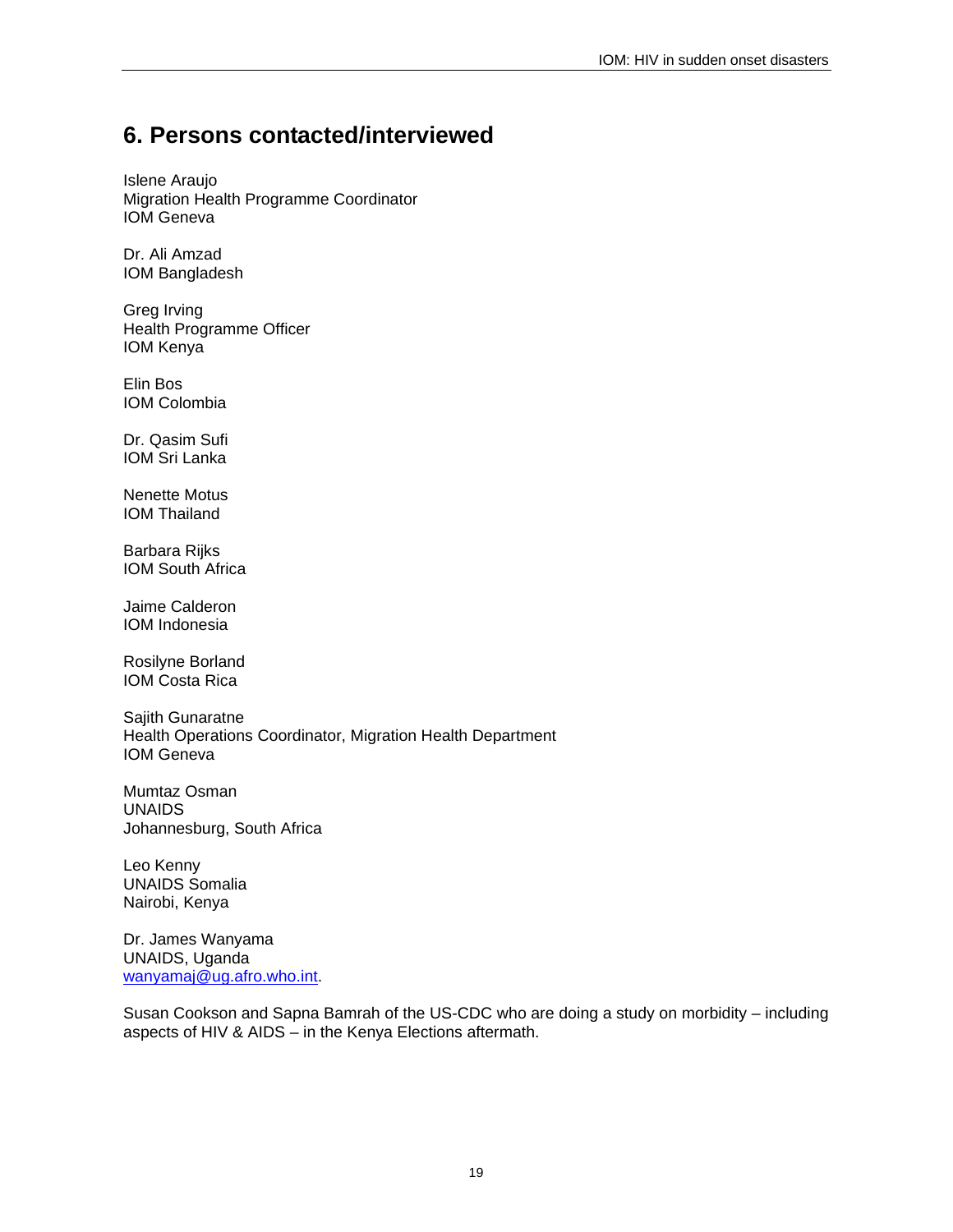## 6. Persons contacted/interviewed

Islene Araujo  
Migration Health Programme Coordinator  
IOM Geneva

Dr. Ali Amzad  
IOM Bangladesh

Greg Irving  
Health Programme Officer  
IOM Kenya

Elin Bos  
IOM Colombia

Dr. Qasim Sufi  
IOM Sri Lanka

Nenette Motus  
IOM Thailand

Barbara Rijks  
IOM South Africa

Jaime Calderon  
IOM Indonesia

Rosilyne Borland  
IOM Costa Rica

Sajith Gunaratne  
Health Operations Coordinator, Migration Health Department  
IOM Geneva

Mumtaz Osman  
UNAIDS  
Johannesburg, South Africa

Leo Kenny  
UNAIDS Somalia  
Nairobi, Kenya

Dr. James Wanyama  
UNAIDS, Uganda  
wanyamaj@ug.afro.who.int.

Susan Cookson and Sapna Bamrah of the US-CDC who are doing a study on morbidity – including aspects of HIV & AIDS – in the Kenya Elections aftermath.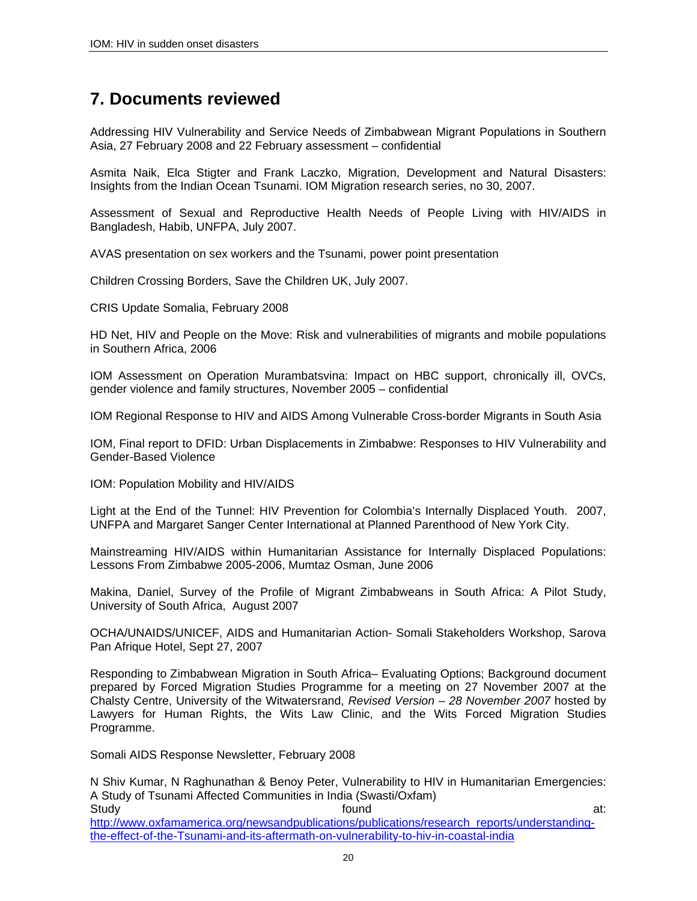## 7. Documents reviewed

Addressing HIV Vulnerability and Service Needs of Zimbabwean Migrant Populations in Southern Asia, 27 February 2008 and 22 February assessment – confidential

Asmita Naik, Elca Stigter and Frank Laczko, Migration, Development and Natural Disasters: Insights from the Indian Ocean Tsunami. IOM Migration research series, no 30, 2007.

Assessment of Sexual and Reproductive Health Needs of People Living with HIV/AIDS in Bangladesh, Habib, UNFPA, July 2007.

AVAS presentation on sex workers and the Tsunami, power point presentation

Children Crossing Borders, Save the Children UK, July 2007.

CRIS Update Somalia, February 2008

HD Net, HIV and People on the Move: Risk and vulnerabilities of migrants and mobile populations in Southern Africa, 2006

IOM Assessment on Operation Murambatsvina: Impact on HBC support, chronically ill, OVCs, gender violence and family structures, November 2005 – confidential

IOM Regional Response to HIV and AIDS Among Vulnerable Cross-border Migrants in South Asia

IOM, Final report to DFID: Urban Displacements in Zimbabwe: Responses to HIV Vulnerability and Gender-Based Violence

IOM: Population Mobility and HIV/AIDS

Light at the End of the Tunnel: HIV Prevention for Colombia's Internally Displaced Youth. 2007, UNFPA and Margaret Sanger Center International at Planned Parenthood of New York City.

Mainstreaming HIV/AIDS within Humanitarian Assistance for Internally Displaced Populations: Lessons From Zimbabwe 2005-2006, Mumtaz Osman, June 2006

Makina, Daniel, Survey of the Profile of Migrant Zimbabweans in South Africa: A Pilot Study, University of South Africa, August 2007

OCHA/UNAIDS/UNICEF, AIDS and Humanitarian Action- Somali Stakeholders Workshop, Sarova Pan Afrique Hotel, Sept 27, 2007

Responding to Zimbabwean Migration in South Africa– Evaluating Options; Background document prepared by Forced Migration Studies Programme for a meeting on 27 November 2007 at the Chalsty Centre, University of the Witwatersrand, *Revised Version – 28 November 2007* hosted by Lawyers for Human Rights, the Wits Law Clinic, and the Wits Forced Migration Studies Programme.

Somali AIDS Response Newsletter, February 2008

N Shiv Kumar, N Raghunathan & Benoy Peter, Vulnerability to HIV in Humanitarian Emergencies: A Study of Tsunami Affected Communities in India (Swasti/Oxfam)
Study found at: http://www.oxfamamerica.org/newsandpublications/publications/research_reports/understanding-the-effect-of-the-Tsunami-and-its-aftermath-on-vulnerability-to-hiv-in-coastal-india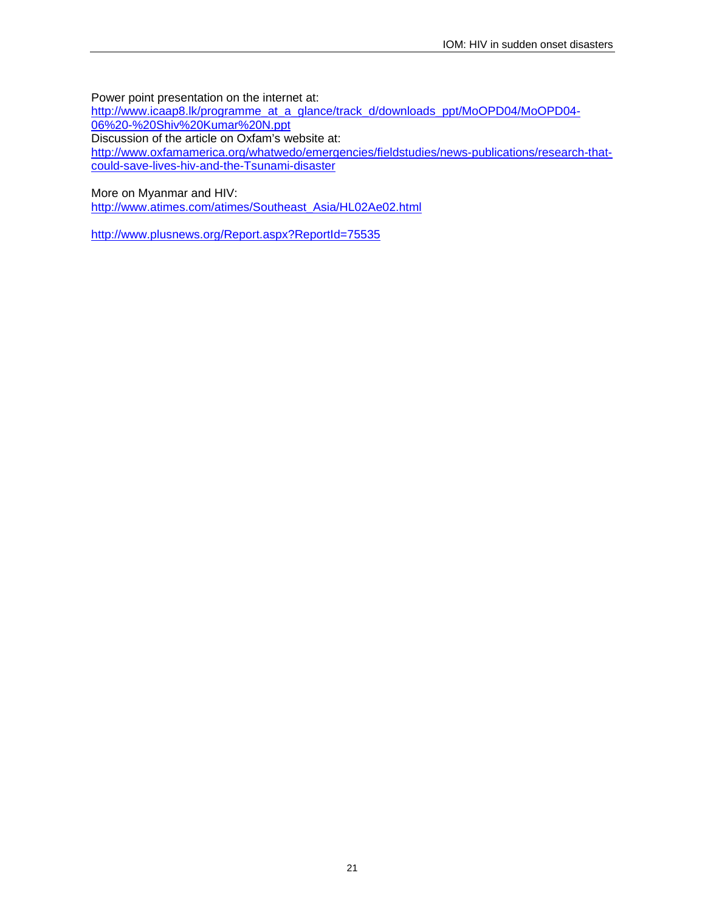Power point presentation on the internet at:
http://www.icaap8.lk/programme_at_a_glance/track_d/downloads_ppt/MoOPD04/MoOPD04-06%20-%20Shiv%20Kumar%20N.ppt
Discussion of the article on Oxfam's website at:
http://www.oxfamamerica.org/whatwedo/emergencies/fieldstudies/news-publications/research-that-could-save-lives-hiv-and-the-Tsunami-disaster

More on Myanmar and HIV:
http://www.atimes.com/atimes/Southeast_Asia/HL02Ae02.html

http://www.plusnews.org/Report.aspx?ReportId=75535